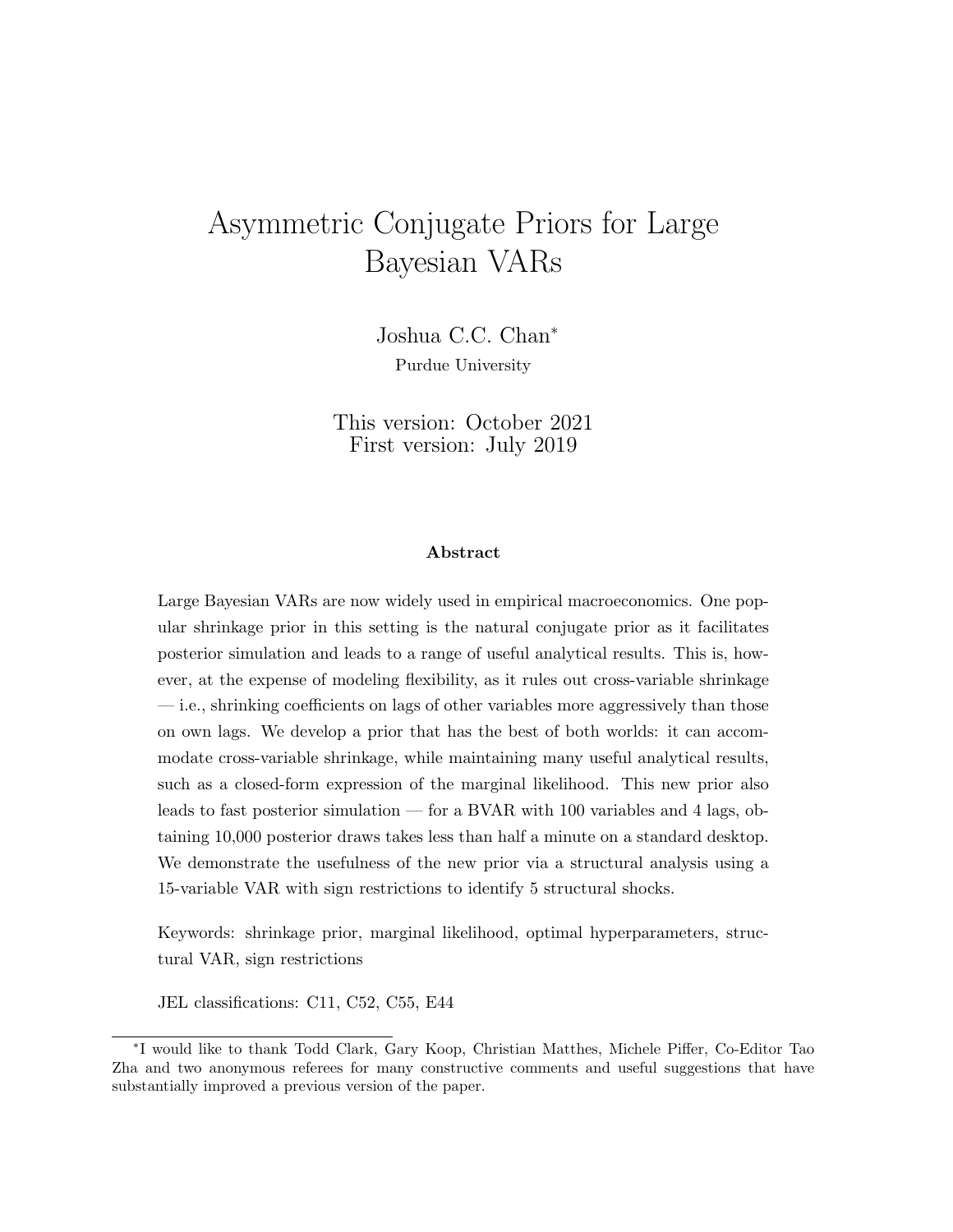# Asymmetric Conjugate Priors for Large Bayesian VARs

Joshua C.C. Chan[*]

Purdue University

This version: October 2021
First version: July 2019

### Abstract

Large Bayesian VARs are now widely used in empirical macroeconomics. One popular shrinkage prior in this setting is the natural conjugate prior as it facilitates posterior simulation and leads to a range of useful analytical results. This is, however, at the expense of modeling flexibility, as it rules out cross-variable shrinkage — i.e., shrinking coefficients on lags of other variables more aggressively than those on own lags. We develop a prior that has the best of both worlds: it can accommodate cross-variable shrinkage, while maintaining many useful analytical results, such as a closed-form expression of the marginal likelihood. This new prior also leads to fast posterior simulation — for a BVAR with 100 variables and 4 lags, obtaining 10,000 posterior draws takes less than half a minute on a standard desktop. We demonstrate the usefulness of the new prior via a structural analysis using a 15-variable VAR with sign restrictions to identify 5 structural shocks.

Keywords: shrinkage prior, marginal likelihood, optimal hyperparameters, structural VAR, sign restrictions

JEL classifications: C11, C52, C55, E44

---

[*] I would like to thank Todd Clark, Gary Koop, Christian Matthes, Michele Piffer, Co-Editor Tao Zha and two anonymous referees for many constructive comments and useful suggestions that have substantially improved a previous version of the paper.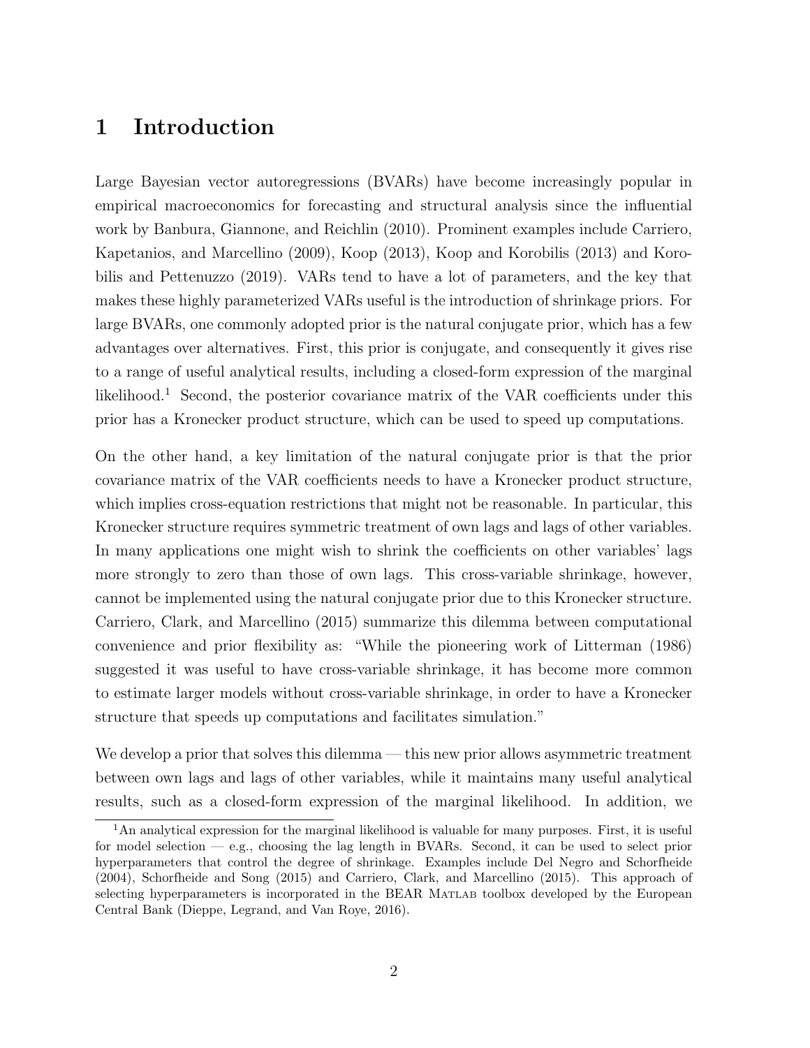# 1 Introduction

Large Bayesian vector autoregressions (BVARs) have become increasingly popular in empirical macroeconomics for forecasting and structural analysis since the influential work by Banbura, Giannone, and Reichlin (2010). Prominent examples include Carriero, Kapetanios, and Marcellino (2009), Koop (2013), Koop and Korobilis (2013) and Korobilis and Pettenuzzo (2019). VARs tend to have a lot of parameters, and the key that makes these highly parameterized VARs useful is the introduction of shrinkage priors. For large BVARs, one commonly adopted prior is the natural conjugate prior, which has a few advantages over alternatives. First, this prior is conjugate, and consequently it gives rise to a range of useful analytical results, including a closed-form expression of the marginal likelihood.[1] Second, the posterior covariance matrix of the VAR coefficients under this prior has a Kronecker product structure, which can be used to speed up computations.

On the other hand, a key limitation of the natural conjugate prior is that the prior covariance matrix of the VAR coefficients needs to have a Kronecker product structure, which implies cross-equation restrictions that might not be reasonable. In particular, this Kronecker structure requires symmetric treatment of own lags and lags of other variables. In many applications one might wish to shrink the coefficients on other variables' lags more strongly to zero than those of own lags. This cross-variable shrinkage, however, cannot be implemented using the natural conjugate prior due to this Kronecker structure. Carriero, Clark, and Marcellino (2015) summarize this dilemma between computational convenience and prior flexibility as: "While the pioneering work of Litterman (1986) suggested it was useful to have cross-variable shrinkage, it has become more common to estimate larger models without cross-variable shrinkage, in order to have a Kronecker structure that speeds up computations and facilitates simulation."

We develop a prior that solves this dilemma — this new prior allows asymmetric treatment between own lags and lags of other variables, while it maintains many useful analytical results, such as a closed-form expression of the marginal likelihood. In addition, we

[1] An analytical expression for the marginal likelihood is valuable for many purposes. First, it is useful for model selection — e.g., choosing the lag length in BVARs. Second, it can be used to select prior hyperparameters that control the degree of shrinkage. Examples include Del Negro and Schorfheide (2004), Schorfheide and Song (2015) and Carriero, Clark, and Marcellino (2015). This approach of selecting hyperparameters is incorporated in the BEAR MATLAB toolbox developed by the European Central Bank (Dieppe, Legrand, and Van Roye, 2016).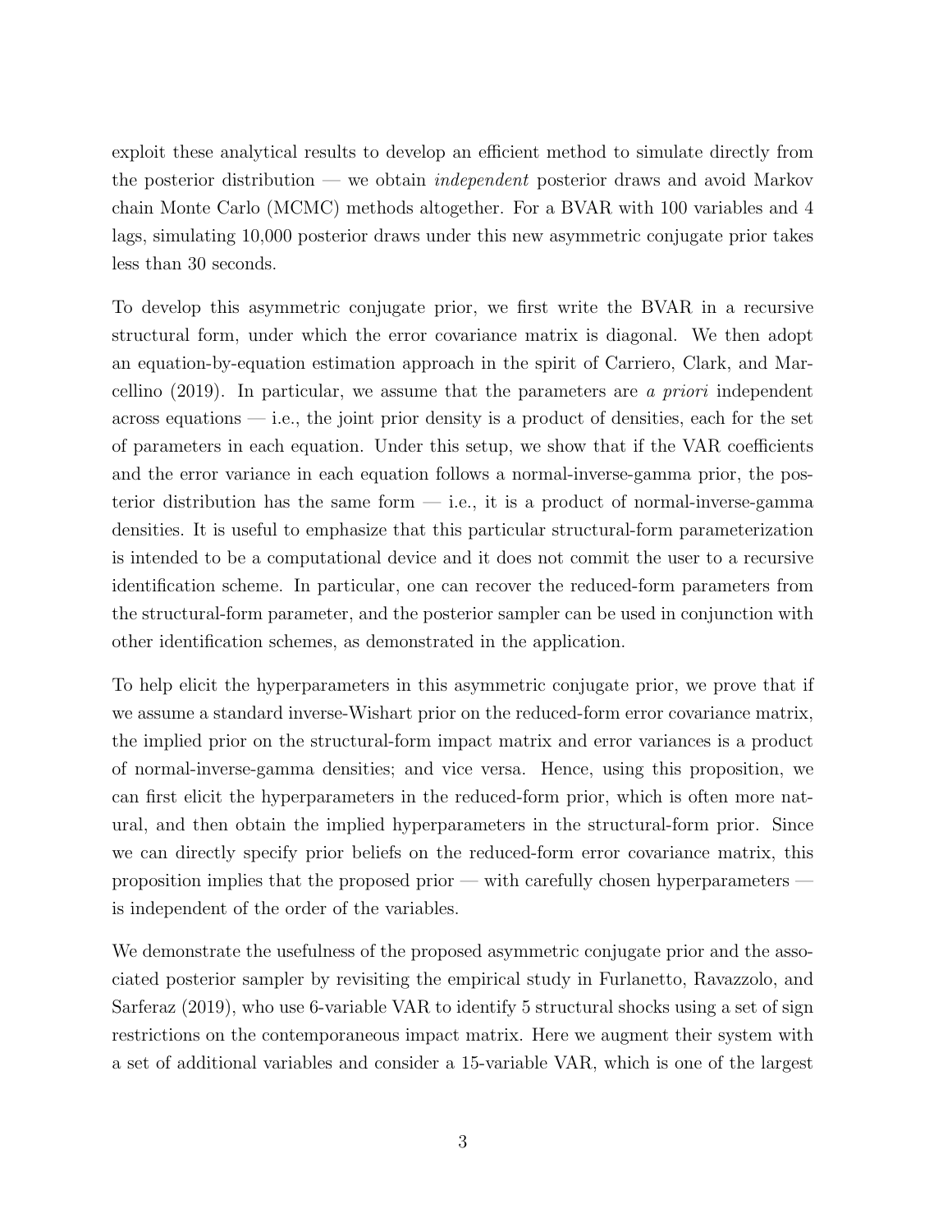exploit these analytical results to develop an efficient method to simulate directly from the posterior distribution — we obtain *independent* posterior draws and avoid Markov chain Monte Carlo (MCMC) methods altogether. For a BVAR with 100 variables and 4 lags, simulating 10,000 posterior draws under this new asymmetric conjugate prior takes less than 30 seconds.

To develop this asymmetric conjugate prior, we first write the BVAR in a recursive structural form, under which the error covariance matrix is diagonal. We then adopt an equation-by-equation estimation approach in the spirit of Carriero, Clark, and Marcellino (2019). In particular, we assume that the parameters are *a priori* independent across equations — i.e., the joint prior density is a product of densities, each for the set of parameters in each equation. Under this setup, we show that if the VAR coefficients and the error variance in each equation follows a normal-inverse-gamma prior, the posterior distribution has the same form — i.e., it is a product of normal-inverse-gamma densities. It is useful to emphasize that this particular structural-form parameterization is intended to be a computational device and it does not commit the user to a recursive identification scheme. In particular, one can recover the reduced-form parameters from the structural-form parameter, and the posterior sampler can be used in conjunction with other identification schemes, as demonstrated in the application.

To help elicit the hyperparameters in this asymmetric conjugate prior, we prove that if we assume a standard inverse-Wishart prior on the reduced-form error covariance matrix, the implied prior on the structural-form impact matrix and error variances is a product of normal-inverse-gamma densities; and vice versa. Hence, using this proposition, we can first elicit the hyperparameters in the reduced-form prior, which is often more natural, and then obtain the implied hyperparameters in the structural-form prior. Since we can directly specify prior beliefs on the reduced-form error covariance matrix, this proposition implies that the proposed prior — with carefully chosen hyperparameters — is independent of the order of the variables.

We demonstrate the usefulness of the proposed asymmetric conjugate prior and the associated posterior sampler by revisiting the empirical study in Furlanetto, Ravazzolo, and Sarferaz (2019), who use 6-variable VAR to identify 5 structural shocks using a set of sign restrictions on the contemporaneous impact matrix. Here we augment their system with a set of additional variables and consider a 15-variable VAR, which is one of the largest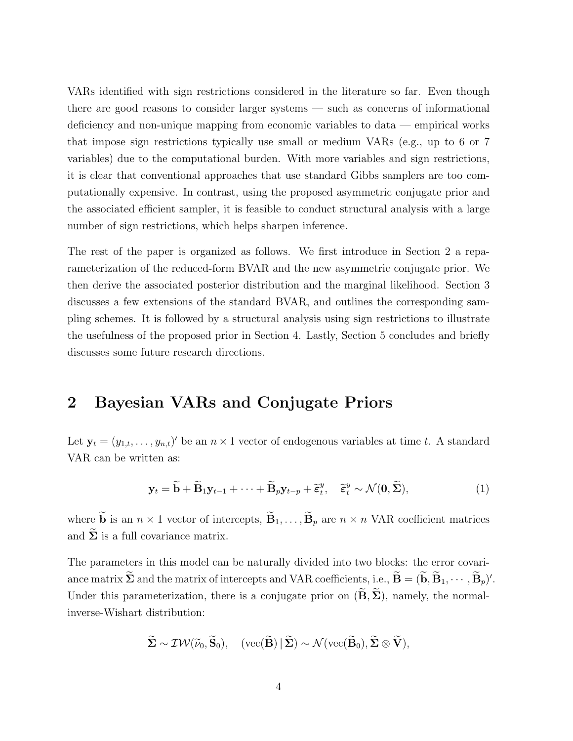VARs identified with sign restrictions considered in the literature so far. Even though there are good reasons to consider larger systems — such as concerns of informational deficiency and non-unique mapping from economic variables to data — empirical works that impose sign restrictions typically use small or medium VARs (e.g., up to 6 or 7 variables) due to the computational burden. With more variables and sign restrictions, it is clear that conventional approaches that use standard Gibbs samplers are too computationally expensive. In contrast, using the proposed asymmetric conjugate prior and the associated efficient sampler, it is feasible to conduct structural analysis with a large number of sign restrictions, which helps sharpen inference.

The rest of the paper is organized as follows. We first introduce in Section 2 a reparameterization of the reduced-form BVAR and the new asymmetric conjugate prior. We then derive the associated posterior distribution and the marginal likelihood. Section 3 discusses a few extensions of the standard BVAR, and outlines the corresponding sampling schemes. It is followed by a structural analysis using sign restrictions to illustrate the usefulness of the proposed prior in Section 4. Lastly, Section 5 concludes and briefly discusses some future research directions.

# 2 Bayesian VARs and Conjugate Priors

Let $\mathbf{y}_t = (y_{1,t}, \dots, y_{n,t})'$ be an $n \times 1$ vector of endogenous variables at time $t$. A standard VAR can be written as:

$$\mathbf{y}_t = \widetilde{\mathbf{b}} + \widetilde{\mathbf{B}}_1 \mathbf{y}_{t-1} + \cdots + \widetilde{\mathbf{B}}_p \mathbf{y}_{t-p} + \widetilde{\boldsymbol{\varepsilon}}_t^y, \quad \widetilde{\boldsymbol{\varepsilon}}_t^y \sim \mathcal{N}(\mathbf{0}, \widetilde{\boldsymbol{\Sigma}}), \tag{1}$$

where $\widetilde{\mathbf{b}}$ is an $n \times 1$ vector of intercepts, $\widetilde{\mathbf{B}}_1, \dots, \widetilde{\mathbf{B}}_p$ are $n \times n$ VAR coefficient matrices and $\widetilde{\boldsymbol{\Sigma}}$ is a full covariance matrix.

The parameters in this model can be naturally divided into two blocks: the error covariance matrix $\widetilde{\boldsymbol{\Sigma}}$ and the matrix of intercepts and VAR coefficients, i.e., $\widetilde{\mathbf{B}} = (\widetilde{\mathbf{b}}, \widetilde{\mathbf{B}}_1, \cdots, \widetilde{\mathbf{B}}_p)'$. Under this parameterization, there is a conjugate prior on $(\widetilde{\mathbf{B}}, \widetilde{\boldsymbol{\Sigma}})$, namely, the normal-inverse-Wishart distribution:

$$\widetilde{\boldsymbol{\Sigma}} \sim \mathcal{IW}(\widetilde{\nu}_0, \widetilde{\mathbf{S}}_0), \quad (\text{vec}(\widetilde{\mathbf{B}}) \,|\, \widetilde{\boldsymbol{\Sigma}}) \sim \mathcal{N}(\text{vec}(\widetilde{\mathbf{B}}_0), \widetilde{\boldsymbol{\Sigma}} \otimes \widetilde{\mathbf{V}}),$$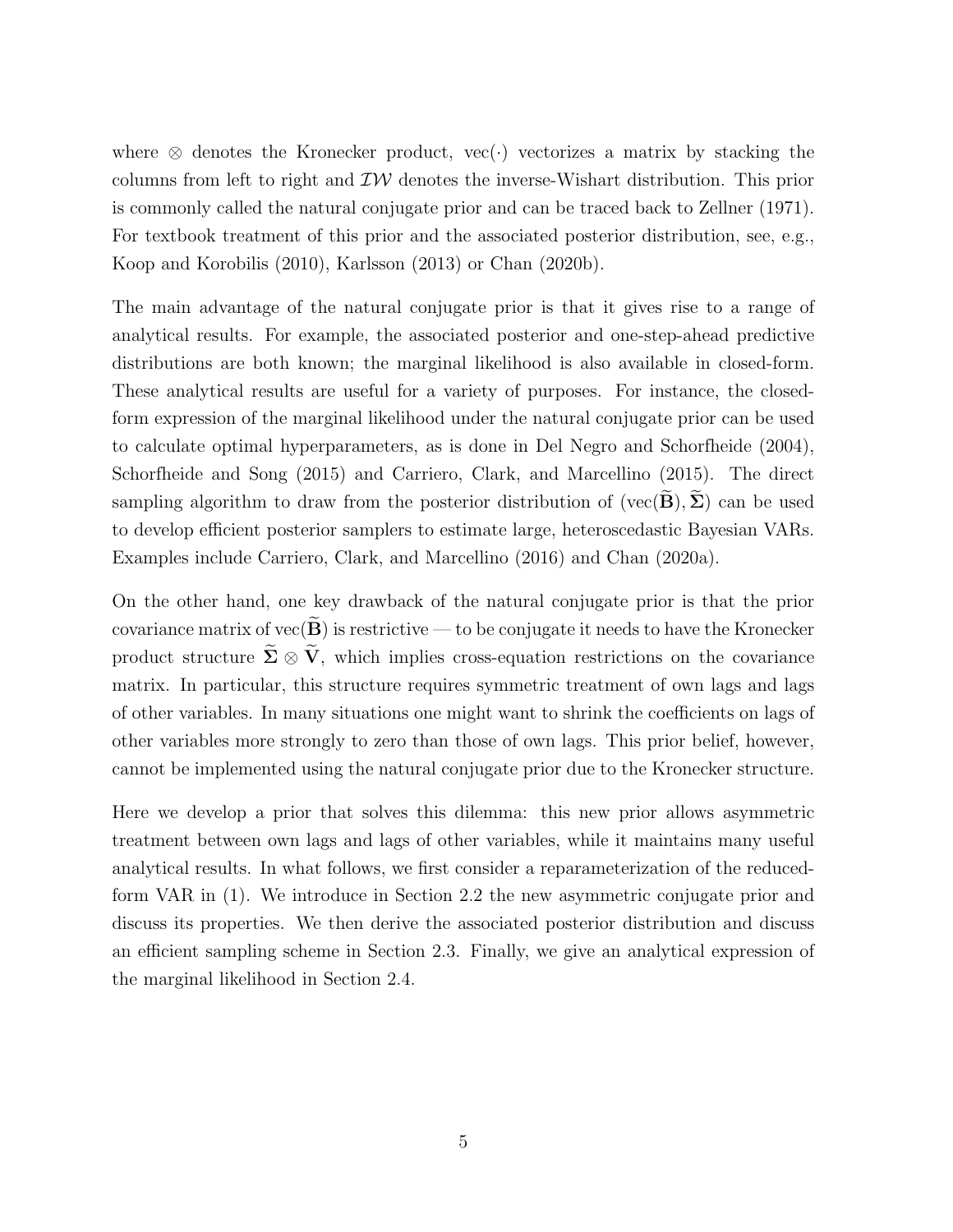where $\otimes$ denotes the Kronecker product, $\text{vec}(\cdot)$ vectorizes a matrix by stacking the columns from left to right and $\mathcal{IW}$ denotes the inverse-Wishart distribution. This prior is commonly called the natural conjugate prior and can be traced back to Zellner (1971). For textbook treatment of this prior and the associated posterior distribution, see, e.g., Koop and Korobilis (2010), Karlsson (2013) or Chan (2020b).

The main advantage of the natural conjugate prior is that it gives rise to a range of analytical results. For example, the associated posterior and one-step-ahead predictive distributions are both known; the marginal likelihood is also available in closed-form. These analytical results are useful for a variety of purposes. For instance, the closed-form expression of the marginal likelihood under the natural conjugate prior can be used to calculate optimal hyperparameters, as is done in Del Negro and Schorfheide (2004), Schorfheide and Song (2015) and Carriero, Clark, and Marcellino (2015). The direct sampling algorithm to draw from the posterior distribution of $(\text{vec}(\widetilde{\mathbf{B}}), \widetilde{\mathbf{\Sigma}})$ can be used to develop efficient posterior samplers to estimate large, heteroscedastic Bayesian VARs. Examples include Carriero, Clark, and Marcellino (2016) and Chan (2020a).

On the other hand, one key drawback of the natural conjugate prior is that the prior covariance matrix of $\text{vec}(\widetilde{\mathbf{B}})$ is restrictive — to be conjugate it needs to have the Kronecker product structure $\widetilde{\mathbf{\Sigma}} \otimes \widetilde{\mathbf{V}}$, which implies cross-equation restrictions on the covariance matrix. In particular, this structure requires symmetric treatment of own lags and lags of other variables. In many situations one might want to shrink the coefficients on lags of other variables more strongly to zero than those of own lags. This prior belief, however, cannot be implemented using the natural conjugate prior due to the Kronecker structure.

Here we develop a prior that solves this dilemma: this new prior allows asymmetric treatment between own lags and lags of other variables, while it maintains many useful analytical results. In what follows, we first consider a reparameterization of the reduced-form VAR in (1). We introduce in Section 2.2 the new asymmetric conjugate prior and discuss its properties. We then derive the associated posterior distribution and discuss an efficient sampling scheme in Section 2.3. Finally, we give an analytical expression of the marginal likelihood in Section 2.4.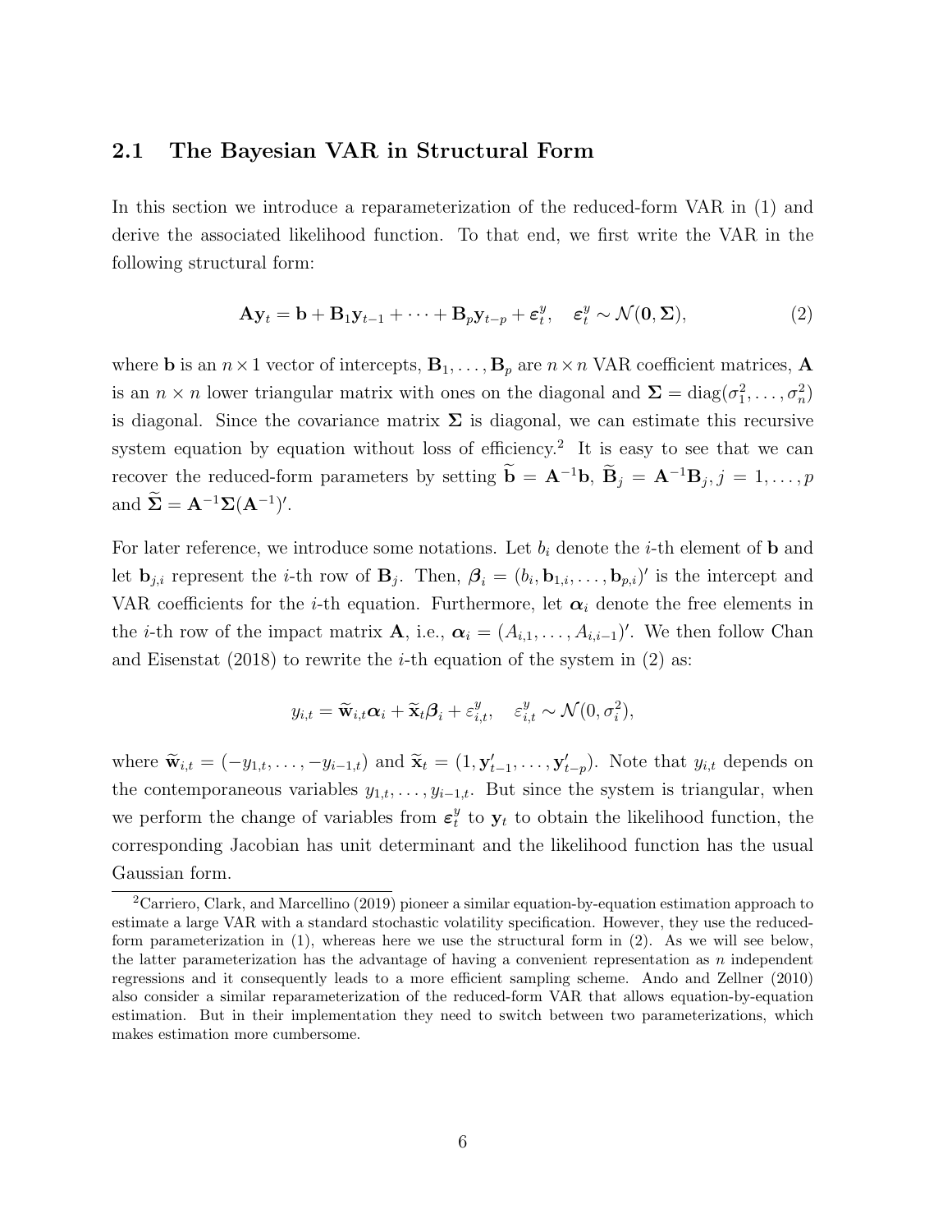## 2.1 The Bayesian VAR in Structural Form

In this section we introduce a reparameterization of the reduced-form VAR in (1) and derive the associated likelihood function. To that end, we first write the VAR in the following structural form:

$$\mathbf{A}\mathbf{y}_t = \mathbf{b} + \mathbf{B}_1\mathbf{y}_{t-1} + \cdots + \mathbf{B}_p\mathbf{y}_{t-p} + \boldsymbol{\varepsilon}_t^y, \quad \boldsymbol{\varepsilon}_t^y \sim \mathcal{N}(\mathbf{0}, \boldsymbol{\Sigma}), \tag{2}$$

where $\mathbf{b}$ is an $n \times 1$ vector of intercepts, $\mathbf{B}_1, \dots, \mathbf{B}_p$ are $n \times n$ VAR coefficient matrices, $\mathbf{A}$ is an $n \times n$ lower triangular matrix with ones on the diagonal and $\boldsymbol{\Sigma} = \text{diag}(\sigma_1^2, \dots, \sigma_n^2)$ is diagonal. Since the covariance matrix $\boldsymbol{\Sigma}$ is diagonal, we can estimate this recursive system equation by equation without loss of efficiency.[2] It is easy to see that we can recover the reduced-form parameters by setting $\widetilde{\mathbf{b}} = \mathbf{A}^{-1}\mathbf{b}$, $\widetilde{\mathbf{B}}_j = \mathbf{A}^{-1}\mathbf{B}_j, j = 1, \dots, p$ and $\widetilde{\boldsymbol{\Sigma}} = \mathbf{A}^{-1}\boldsymbol{\Sigma}(\mathbf{A}^{-1})'$.

For later reference, we introduce some notations. Let $b_i$ denote the $i$-th element of $\mathbf{b}$ and let $\mathbf{b}_{j,i}$ represent the $i$-th row of $\mathbf{B}_j$. Then, $\boldsymbol{\beta}_i = (b_i, \mathbf{b}_{1,i}, \dots, \mathbf{b}_{p,i})'$ is the intercept and VAR coefficients for the $i$-th equation. Furthermore, let $\boldsymbol{\alpha}_i$ denote the free elements in the $i$-th row of the impact matrix $\mathbf{A}$, i.e., $\boldsymbol{\alpha}_i = (A_{i,1}, \dots, A_{i,i-1})'$. We then follow Chan and Eisenstat (2018) to rewrite the $i$-th equation of the system in (2) as:

$$y_{i,t} = \widetilde{\mathbf{w}}_{i,t}\boldsymbol{\alpha}_i + \widetilde{\mathbf{x}}_t\boldsymbol{\beta}_i + \varepsilon_{i,t}^y, \quad \varepsilon_{i,t}^y \sim \mathcal{N}(0, \sigma_i^2),$$

where $\widetilde{\mathbf{w}}_{i,t} = (-y_{1,t}, \dots, -y_{i-1,t})$ and $\widetilde{\mathbf{x}}_t = (1, \mathbf{y}_{t-1}', \dots, \mathbf{y}_{t-p}')$. Note that $y_{i,t}$ depends on the contemporaneous variables $y_{1,t}, \dots, y_{i-1,t}$. But since the system is triangular, when we perform the change of variables from $\boldsymbol{\varepsilon}_t^y$ to $\mathbf{y}_t$ to obtain the likelihood function, the corresponding Jacobian has unit determinant and the likelihood function has the usual Gaussian form.

[2] Carriero, Clark, and Marcellino (2019) pioneer a similar equation-by-equation estimation approach to estimate a large VAR with a standard stochastic volatility specification. However, they use the reduced-form parameterization in (1), whereas here we use the structural form in (2). As we will see below, the latter parameterization has the advantage of having a convenient representation as $n$ independent regressions and it consequently leads to a more efficient sampling scheme. Ando and Zellner (2010) also consider a similar reparameterization of the reduced-form VAR that allows equation-by-equation estimation. But in their implementation they need to switch between two parameterizations, which makes estimation more cumbersome.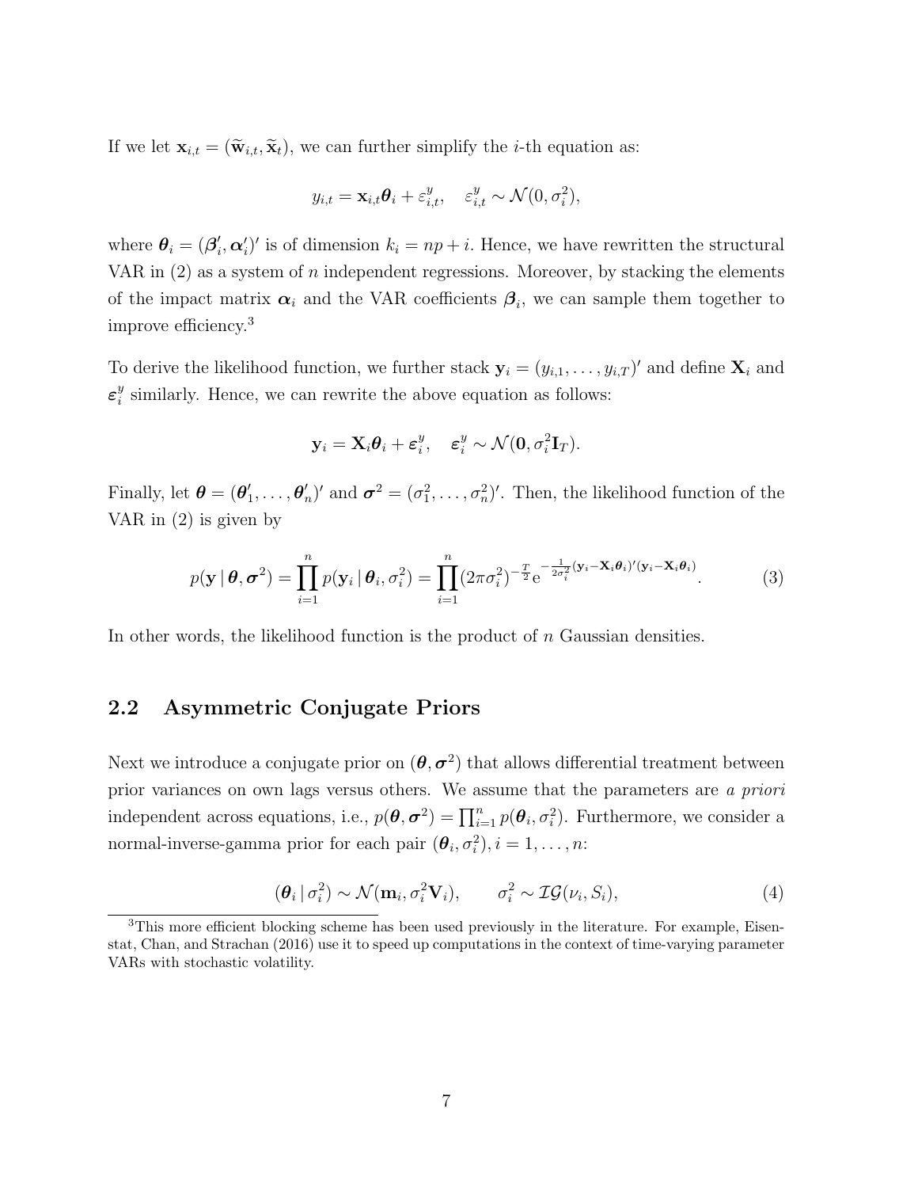If we let $\mathbf{x}_{i,t} = (\widetilde{\mathbf{w}}_{i,t}, \widetilde{\mathbf{x}}_t)$, we can further simplify the $i$-th equation as:

$$y_{i,t} = \mathbf{x}_{i,t}\boldsymbol{\theta}_i + \varepsilon^y_{i,t}, \quad \varepsilon^y_{i,t} \sim \mathcal{N}(0, \sigma_i^2),$$

where $\boldsymbol{\theta}_i = (\boldsymbol{\beta}_i', \boldsymbol{\alpha}_i')'$ is of dimension $k_i = np + i$. Hence, we have rewritten the structural VAR in (2) as a system of $n$ independent regressions. Moreover, by stacking the elements of the impact matrix $\boldsymbol{\alpha}_i$ and the VAR coefficients $\boldsymbol{\beta}_i$, we can sample them together to improve efficiency.[3]

To derive the likelihood function, we further stack $\mathbf{y}_i = (y_{i,1}, \ldots, y_{i,T})'$ and define $\mathbf{X}_i$ and $\boldsymbol{\varepsilon}^y_i$ similarly. Hence, we can rewrite the above equation as follows:

$$\mathbf{y}_i = \mathbf{X}_i\boldsymbol{\theta}_i + \boldsymbol{\varepsilon}^y_i, \quad \boldsymbol{\varepsilon}^y_i \sim \mathcal{N}(\mathbf{0}, \sigma_i^2\mathbf{I}_T).$$

Finally, let $\boldsymbol{\theta} = (\boldsymbol{\theta}_1', \ldots, \boldsymbol{\theta}_n')'$ and $\boldsymbol{\sigma}^2 = (\sigma_1^2, \ldots, \sigma_n^2)'$. Then, the likelihood function of the VAR in (2) is given by

$$p(\mathbf{y} \,|\, \boldsymbol{\theta}, \boldsymbol{\sigma}^2) = \prod_{i=1}^n p(\mathbf{y}_i \,|\, \boldsymbol{\theta}_i, \sigma_i^2) = \prod_{i=1}^n (2\pi\sigma_i^2)^{-\frac{T}{2}} \mathrm{e}^{-\frac{1}{2\sigma_i^2}(\mathbf{y}_i - \mathbf{X}_i\boldsymbol{\theta}_i)'(\mathbf{y}_i - \mathbf{X}_i\boldsymbol{\theta}_i)}. \tag{3}$$

In other words, the likelihood function is the product of $n$ Gaussian densities.

## 2.2 Asymmetric Conjugate Priors

Next we introduce a conjugate prior on $(\boldsymbol{\theta}, \boldsymbol{\sigma}^2)$ that allows differential treatment between prior variances on own lags versus others. We assume that the parameters are *a priori* independent across equations, i.e., $p(\boldsymbol{\theta}, \boldsymbol{\sigma}^2) = \prod_{i=1}^n p(\boldsymbol{\theta}_i, \sigma_i^2)$. Furthermore, we consider a normal-inverse-gamma prior for each pair $(\boldsymbol{\theta}_i, \sigma_i^2), i = 1, \ldots, n$:

$$(\boldsymbol{\theta}_i \,|\, \sigma_i^2) \sim \mathcal{N}(\mathbf{m}_i, \sigma_i^2\mathbf{V}_i), \qquad \sigma_i^2 \sim \mathcal{IG}(\nu_i, S_i), \tag{4}$$

[3] This more efficient blocking scheme has been used previously in the literature. For example, Eisenstat, Chan, and Strachan (2016) use it to speed up computations in the context of time-varying parameter VARs with stochastic volatility.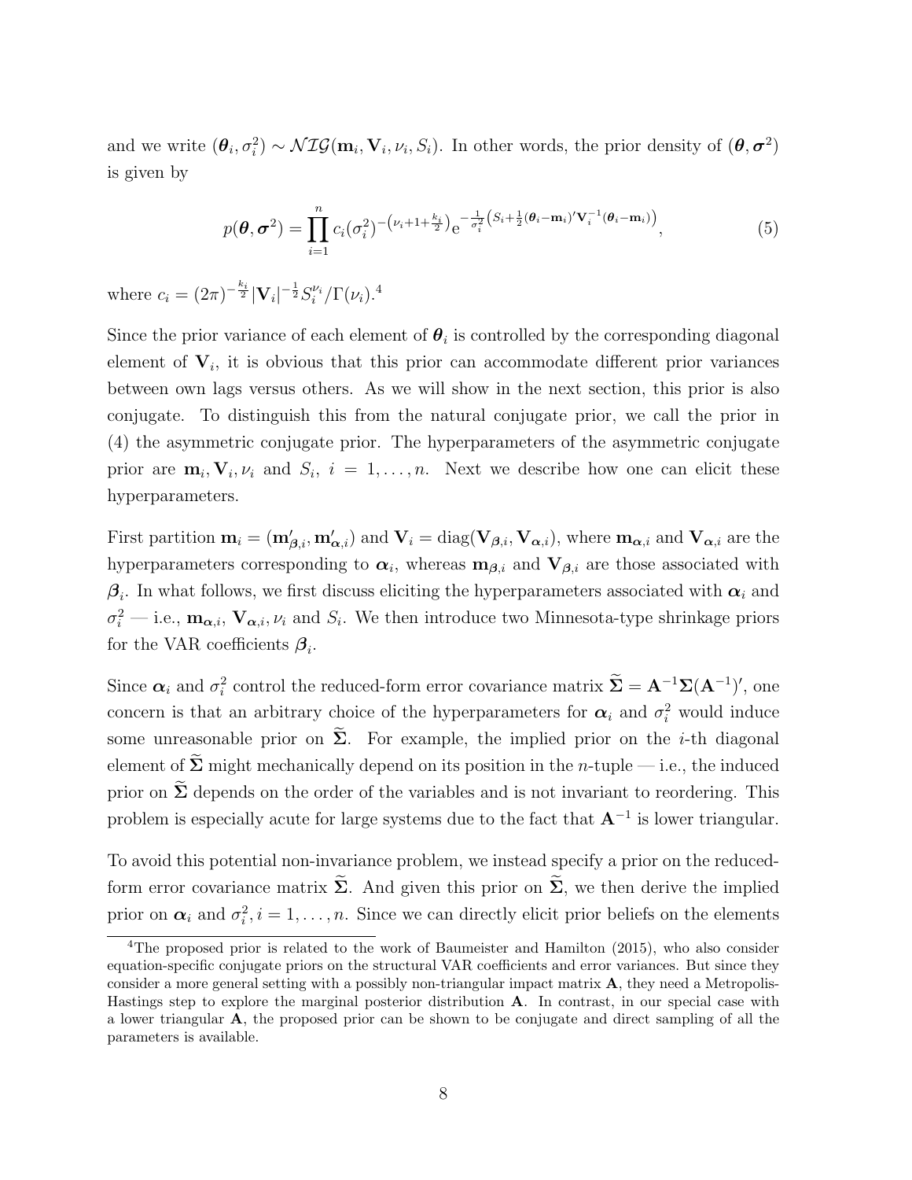and we write $(\boldsymbol{\theta}_i, \sigma_i^2) \sim \mathcal{NIG}(\mathbf{m}_i, \mathbf{V}_i, \nu_i, S_i)$. In other words, the prior density of $(\boldsymbol{\theta}, \boldsymbol{\sigma}^2)$ is given by

$$p(\boldsymbol{\theta}, \boldsymbol{\sigma}^2) = \prod_{i=1}^{n} c_i (\sigma_i^2)^{-\left(\nu_i + 1 + \frac{k_i}{2}\right)} \mathrm{e}^{-\frac{1}{\sigma_i^2}\left(S_i + \frac{1}{2}(\boldsymbol{\theta}_i - \mathbf{m}_i)'\mathbf{V}_i^{-1}(\boldsymbol{\theta}_i - \mathbf{m}_i)\right)}, \tag{5}$$

where $c_i = (2\pi)^{-\frac{k_i}{2}} |\mathbf{V}_i|^{-\frac{1}{2}} S_i^{\nu_i} / \Gamma(\nu_i)$.[4]

Since the prior variance of each element of $\boldsymbol{\theta}_i$ is controlled by the corresponding diagonal element of $\mathbf{V}_i$, it is obvious that this prior can accommodate different prior variances between own lags versus others. As we will show in the next section, this prior is also conjugate. To distinguish this from the natural conjugate prior, we call the prior in (4) the asymmetric conjugate prior. The hyperparameters of the asymmetric conjugate prior are $\mathbf{m}_i, \mathbf{V}_i, \nu_i$ and $S_i$, $i = 1, \ldots, n$. Next we describe how one can elicit these hyperparameters.

First partition $\mathbf{m}_i = (\mathbf{m}_{\boldsymbol{\beta},i}', \mathbf{m}_{\boldsymbol{\alpha},i}')$ and $\mathbf{V}_i = \mathrm{diag}(\mathbf{V}_{\boldsymbol{\beta},i}, \mathbf{V}_{\boldsymbol{\alpha},i})$, where $\mathbf{m}_{\boldsymbol{\alpha},i}$ and $\mathbf{V}_{\boldsymbol{\alpha},i}$ are the hyperparameters corresponding to $\boldsymbol{\alpha}_i$, whereas $\mathbf{m}_{\boldsymbol{\beta},i}$ and $\mathbf{V}_{\boldsymbol{\beta},i}$ are those associated with $\boldsymbol{\beta}_i$. In what follows, we first discuss eliciting the hyperparameters associated with $\boldsymbol{\alpha}_i$ and $\sigma_i^2$ — i.e., $\mathbf{m}_{\boldsymbol{\alpha},i}$, $\mathbf{V}_{\boldsymbol{\alpha},i}$, $\nu_i$ and $S_i$. We then introduce two Minnesota-type shrinkage priors for the VAR coefficients $\boldsymbol{\beta}_i$.

Since $\boldsymbol{\alpha}_i$ and $\sigma_i^2$ control the reduced-form error covariance matrix $\widetilde{\boldsymbol{\Sigma}} = \mathbf{A}^{-1}\boldsymbol{\Sigma}(\mathbf{A}^{-1})'$, one concern is that an arbitrary choice of the hyperparameters for $\boldsymbol{\alpha}_i$ and $\sigma_i^2$ would induce some unreasonable prior on $\widetilde{\boldsymbol{\Sigma}}$. For example, the implied prior on the $i$-th diagonal element of $\widetilde{\boldsymbol{\Sigma}}$ might mechanically depend on its position in the $n$-tuple — i.e., the induced prior on $\widetilde{\boldsymbol{\Sigma}}$ depends on the order of the variables and is not invariant to reordering. This problem is especially acute for large systems due to the fact that $\mathbf{A}^{-1}$ is lower triangular.

To avoid this potential non-invariance problem, we instead specify a prior on the reduced-form error covariance matrix $\widetilde{\boldsymbol{\Sigma}}$. And given this prior on $\widetilde{\boldsymbol{\Sigma}}$, we then derive the implied prior on $\boldsymbol{\alpha}_i$ and $\sigma_i^2, i = 1, \ldots, n$. Since we can directly elicit prior beliefs on the elements

[4] The proposed prior is related to the work of Baumeister and Hamilton (2015), who also consider equation-specific conjugate priors on the structural VAR coefficients and error variances. But since they consider a more general setting with a possibly non-triangular impact matrix $\mathbf{A}$, they need a Metropolis-Hastings step to explore the marginal posterior distribution $\mathbf{A}$. In contrast, in our special case with a lower triangular $\mathbf{A}$, the proposed prior can be shown to be conjugate and direct sampling of all the parameters is available.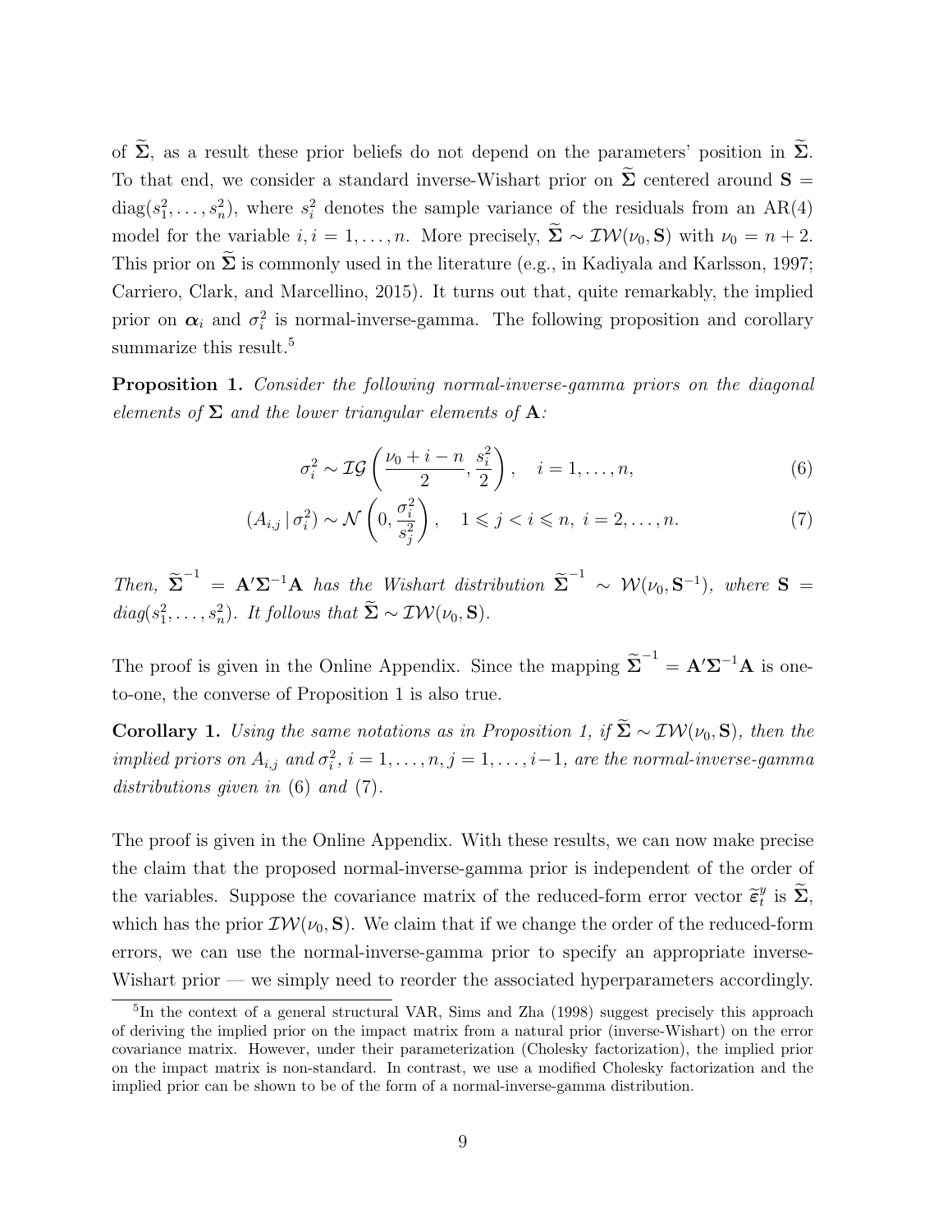of $\widetilde{\boldsymbol{\Sigma}}$, as a result these prior beliefs do not depend on the parameters' position in $\widetilde{\boldsymbol{\Sigma}}$. To that end, we consider a standard inverse-Wishart prior on $\widetilde{\boldsymbol{\Sigma}}$ centered around $\mathbf{S} = \text{diag}(s_1^2, \ldots, s_n^2)$, where $s_i^2$ denotes the sample variance of the residuals from an AR(4) model for the variable $i, i = 1, \ldots, n$. More precisely, $\widetilde{\boldsymbol{\Sigma}} \sim \mathcal{IW}(\nu_0, \mathbf{S})$ with $\nu_0 = n + 2$. This prior on $\widetilde{\boldsymbol{\Sigma}}$ is commonly used in the literature (e.g., in Kadiyala and Karlsson, 1997; Carriero, Clark, and Marcellino, 2015). It turns out that, quite remarkably, the implied prior on $\boldsymbol{\alpha}_i$ and $\sigma_i^2$ is normal-inverse-gamma. The following proposition and corollary summarize this result.[5]

**Proposition 1.** *Consider the following normal-inverse-gamma priors on the diagonal elements of $\boldsymbol{\Sigma}$ and the lower triangular elements of $\mathbf{A}$:*

$$\sigma_i^2 \sim \mathcal{IG}\left(\frac{\nu_0 + i - n}{2}, \frac{s_i^2}{2}\right), \quad i = 1, \ldots, n, \tag{6}$$

$$(A_{i,j} \,|\, \sigma_i^2) \sim \mathcal{N}\left(0, \frac{\sigma_i^2}{s_j^2}\right), \quad 1 \leqslant j < i \leqslant n, \; i = 2, \ldots, n. \tag{7}$$

*Then, $\widetilde{\boldsymbol{\Sigma}}^{-1} = \mathbf{A}'\boldsymbol{\Sigma}^{-1}\mathbf{A}$ has the Wishart distribution $\widetilde{\boldsymbol{\Sigma}}^{-1} \sim \mathcal{W}(\nu_0, \mathbf{S}^{-1})$, where $\mathbf{S} = \text{diag}(s_1^2, \ldots, s_n^2)$. It follows that $\widetilde{\boldsymbol{\Sigma}} \sim \mathcal{IW}(\nu_0, \mathbf{S})$.*

The proof is given in the Online Appendix. Since the mapping $\widetilde{\boldsymbol{\Sigma}}^{-1} = \mathbf{A}'\boldsymbol{\Sigma}^{-1}\mathbf{A}$ is one-to-one, the converse of Proposition 1 is also true.

**Corollary 1.** *Using the same notations as in Proposition 1, if $\widetilde{\boldsymbol{\Sigma}} \sim \mathcal{IW}(\nu_0, \mathbf{S})$, then the implied priors on $A_{i,j}$ and $\sigma_i^2$, $i = 1, \ldots, n, j = 1, \ldots, i-1$, are the normal-inverse-gamma distributions given in* (6) *and* (7)*.*

The proof is given in the Online Appendix. With these results, we can now make precise the claim that the proposed normal-inverse-gamma prior is independent of the order of the variables. Suppose the covariance matrix of the reduced-form error vector $\widetilde{\boldsymbol{\varepsilon}}_t^y$ is $\widetilde{\boldsymbol{\Sigma}}$, which has the prior $\mathcal{IW}(\nu_0, \mathbf{S})$. We claim that if we change the order of the reduced-form errors, we can use the normal-inverse-gamma prior to specify an appropriate inverse-Wishart prior — we simply need to reorder the associated hyperparameters accordingly.

[5] In the context of a general structural VAR, Sims and Zha (1998) suggest precisely this approach of deriving the implied prior on the impact matrix from a natural prior (inverse-Wishart) on the error covariance matrix. However, under their parameterization (Cholesky factorization), the implied prior on the impact matrix is non-standard. In contrast, we use a modified Cholesky factorization and the implied prior can be shown to be of the form of a normal-inverse-gamma distribution.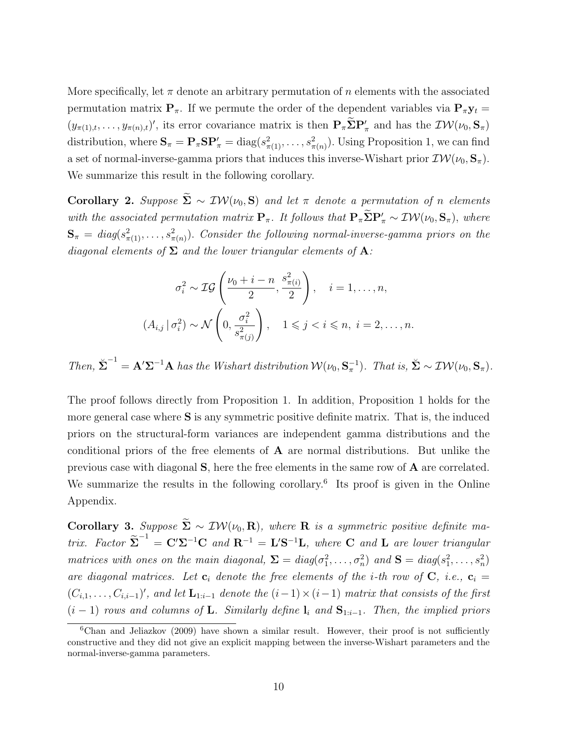More specifically, let $\pi$ denote an arbitrary permutation of $n$ elements with the associated permutation matrix $\mathbf{P}_\pi$. If we permute the order of the dependent variables via $\mathbf{P}_\pi \mathbf{y}_t = (y_{\pi(1),t}, \ldots, y_{\pi(n),t})'$, its error covariance matrix is then $\mathbf{P}_\pi \widetilde{\mathbf{\Sigma}} \mathbf{P}_\pi'$ and has the $\mathcal{IW}(\nu_0, \mathbf{S}_\pi)$ distribution, where $\mathbf{S}_\pi = \mathbf{P}_\pi \mathbf{S} \mathbf{P}_\pi' = \text{diag}(s^2_{\pi(1)}, \ldots, s^2_{\pi(n)})$. Using Proposition 1, we can find a set of normal-inverse-gamma priors that induces this inverse-Wishart prior $\mathcal{IW}(\nu_0, \mathbf{S}_\pi)$. We summarize this result in the following corollary.

**Corollary 2.** *Suppose $\widetilde{\mathbf{\Sigma}} \sim \mathcal{IW}(\nu_0, \mathbf{S})$ and let $\pi$ denote a permutation of $n$ elements with the associated permutation matrix $\mathbf{P}_\pi$. It follows that $\mathbf{P}_\pi \widetilde{\mathbf{\Sigma}} \mathbf{P}_\pi' \sim \mathcal{IW}(\nu_0, \mathbf{S}_\pi)$, where $\mathbf{S}_\pi = \text{diag}(s^2_{\pi(1)}, \ldots, s^2_{\pi(n)})$. Consider the following normal-inverse-gamma priors on the diagonal elements of $\mathbf{\Sigma}$ and the lower triangular elements of $\mathbf{A}$:*

$$\sigma_i^2 \sim \mathcal{IG}\left(\frac{\nu_0 + i - n}{2}, \frac{s^2_{\pi(i)}}{2}\right), \quad i = 1, \ldots, n,$$

$$(A_{i,j} \,|\, \sigma_i^2) \sim \mathcal{N}\left(0, \frac{\sigma_i^2}{s^2_{\pi(j)}}\right), \quad 1 \leqslant j < i \leqslant n, \; i = 2, \ldots, n.$$

*Then, $\breve{\mathbf{\Sigma}}^{-1} = \mathbf{A}'\mathbf{\Sigma}^{-1}\mathbf{A}$ has the Wishart distribution $\mathcal{W}(\nu_0, \mathbf{S}_\pi^{-1})$. That is, $\breve{\mathbf{\Sigma}} \sim \mathcal{IW}(\nu_0, \mathbf{S}_\pi)$.*

The proof follows directly from Proposition 1. In addition, Proposition 1 holds for the more general case where $\mathbf{S}$ is any symmetric positive definite matrix. That is, the induced priors on the structural-form variances are independent gamma distributions and the conditional priors of the free elements of $\mathbf{A}$ are normal distributions. But unlike the previous case with diagonal $\mathbf{S}$, here the free elements in the same row of $\mathbf{A}$ are correlated. We summarize the results in the following corollary.[6] Its proof is given in the Online Appendix.

**Corollary 3.** *Suppose $\widetilde{\mathbf{\Sigma}} \sim \mathcal{IW}(\nu_0, \mathbf{R})$, where $\mathbf{R}$ is a symmetric positive definite matrix. Factor $\widetilde{\mathbf{\Sigma}}^{-1} = \mathbf{C}'\mathbf{\Sigma}^{-1}\mathbf{C}$ and $\mathbf{R}^{-1} = \mathbf{L}'\mathbf{S}^{-1}\mathbf{L}$, where $\mathbf{C}$ and $\mathbf{L}$ are lower triangular matrices with ones on the main diagonal, $\mathbf{\Sigma} = \text{diag}(\sigma_1^2, \ldots, \sigma_n^2)$ and $\mathbf{S} = \text{diag}(s_1^2, \ldots, s_n^2)$ are diagonal matrices. Let $\mathbf{c}_i$ denote the free elements of the $i$-th row of $\mathbf{C}$, i.e., $\mathbf{c}_i = (C_{i,1}, \ldots, C_{i,i-1})'$, and let $\mathbf{L}_{1:i-1}$ denote the $(i-1) \times (i-1)$ matrix that consists of the first $(i-1)$ rows and columns of $\mathbf{L}$. Similarly define $\mathbf{l}_i$ and $\mathbf{S}_{1:i-1}$. Then, the implied priors*

[6] Chan and Jeliazkov (2009) have shown a similar result. However, their proof is not sufficiently constructive and they did not give an explicit mapping between the inverse-Wishart parameters and the normal-inverse-gamma parameters.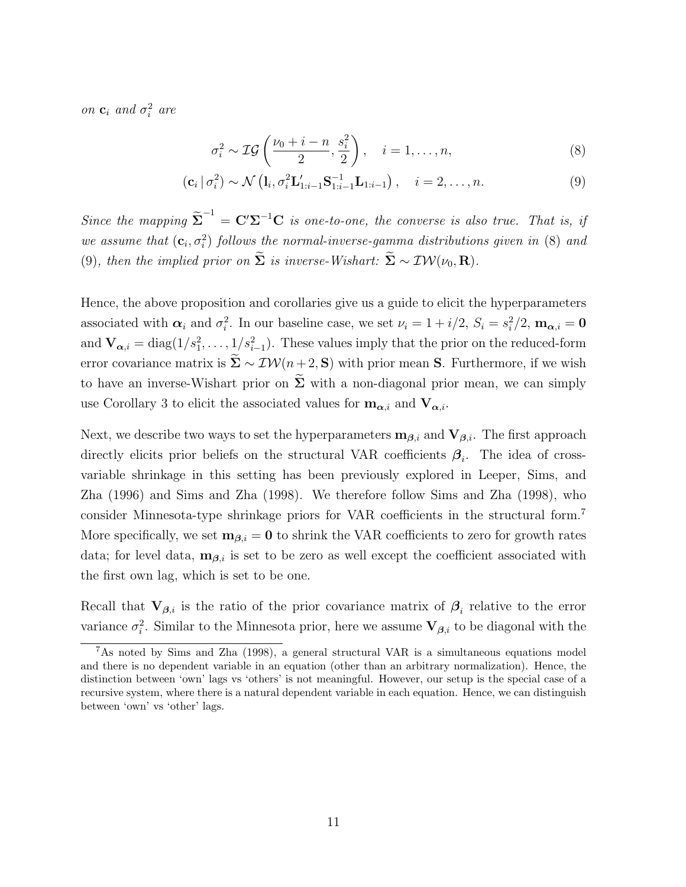*on* $\mathbf{c}_i$ *and* $\sigma_i^2$ *are*

$$\sigma_i^2 \sim \mathcal{IG}\left(\frac{\nu_0 + i - n}{2}, \frac{s_i^2}{2}\right), \quad i = 1, \ldots, n, \tag{8}$$

$$(\mathbf{c}_i \,|\, \sigma_i^2) \sim \mathcal{N}\left(\mathbf{l}_i, \sigma_i^2 \mathbf{L}_{1:i-1}' \mathbf{S}_{1:i-1}^{-1} \mathbf{L}_{1:i-1}\right), \quad i = 2, \ldots, n. \tag{9}$$

*Since the mapping* $\widetilde{\mathbf{\Sigma}}^{-1} = \mathbf{C}'\mathbf{\Sigma}^{-1}\mathbf{C}$ *is one-to-one, the converse is also true. That is, if we assume that* $(\mathbf{c}_i, \sigma_i^2)$ *follows the normal-inverse-gamma distributions given in* (8) *and* (9)*, then the implied prior on* $\widetilde{\mathbf{\Sigma}}$ *is inverse-Wishart:* $\widetilde{\mathbf{\Sigma}} \sim \mathcal{IW}(\nu_0, \mathbf{R})$.

Hence, the above proposition and corollaries give us a guide to elicit the hyperparameters associated with $\boldsymbol{\alpha}_i$ and $\sigma_i^2$. In our baseline case, we set $\nu_i = 1 + i/2$, $S_i = s_i^2/2$, $\mathbf{m}_{\boldsymbol{\alpha},i} = \mathbf{0}$ and $\mathbf{V}_{\boldsymbol{\alpha},i} = \text{diag}(1/s_1^2, \ldots, 1/s_{i-1}^2)$. These values imply that the prior on the reduced-form error covariance matrix is $\widetilde{\mathbf{\Sigma}} \sim \mathcal{IW}(n+2, \mathbf{S})$ with prior mean $\mathbf{S}$. Furthermore, if we wish to have an inverse-Wishart prior on $\widetilde{\mathbf{\Sigma}}$ with a non-diagonal prior mean, we can simply use Corollary 3 to elicit the associated values for $\mathbf{m}_{\boldsymbol{\alpha},i}$ and $\mathbf{V}_{\boldsymbol{\alpha},i}$.

Next, we describe two ways to set the hyperparameters $\mathbf{m}_{\boldsymbol{\beta},i}$ and $\mathbf{V}_{\boldsymbol{\beta},i}$. The first approach directly elicits prior beliefs on the structural VAR coefficients $\boldsymbol{\beta}_i$. The idea of cross-variable shrinkage in this setting has been previously explored in Leeper, Sims, and Zha (1996) and Sims and Zha (1998). We therefore follow Sims and Zha (1998), who consider Minnesota-type shrinkage priors for VAR coefficients in the structural form.[7] More specifically, we set $\mathbf{m}_{\boldsymbol{\beta},i} = \mathbf{0}$ to shrink the VAR coefficients to zero for growth rates data; for level data, $\mathbf{m}_{\boldsymbol{\beta},i}$ is set to be zero as well except the coefficient associated with the first own lag, which is set to be one.

Recall that $\mathbf{V}_{\boldsymbol{\beta},i}$ is the ratio of the prior covariance matrix of $\boldsymbol{\beta}_i$ relative to the error variance $\sigma_i^2$. Similar to the Minnesota prior, here we assume $\mathbf{V}_{\boldsymbol{\beta},i}$ to be diagonal with the

[7] As noted by Sims and Zha (1998), a general structural VAR is a simultaneous equations model and there is no dependent variable in an equation (other than an arbitrary normalization). Hence, the distinction between 'own' lags vs 'others' is not meaningful. However, our setup is the special case of a recursive system, where there is a natural dependent variable in each equation. Hence, we can distinguish between 'own' vs 'other' lags.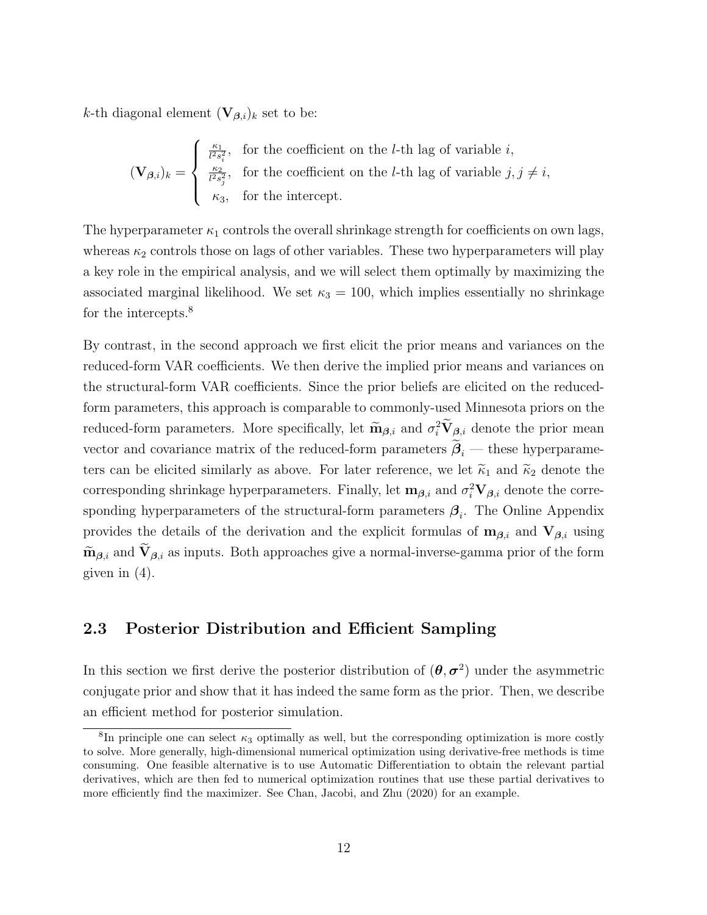$k$-th diagonal element $(\mathbf{V}_{\boldsymbol{\beta},i})_k$ set to be:

$$
(\mathbf{V}_{\boldsymbol{\beta},i})_k = \begin{cases} \frac{\kappa_1}{l^2 s_i^2}, & \text{for the coefficient on the } l\text{-th lag of variable } i, \\ \frac{\kappa_2}{l^2 s_j^2}, & \text{for the coefficient on the } l\text{-th lag of variable } j, j \neq i, \\ \kappa_3, & \text{for the intercept.} \end{cases}
$$

The hyperparameter $\kappa_1$ controls the overall shrinkage strength for coefficients on own lags, whereas $\kappa_2$ controls those on lags of other variables. These two hyperparameters will play a key role in the empirical analysis, and we will select them optimally by maximizing the associated marginal likelihood. We set $\kappa_3 = 100$, which implies essentially no shrinkage for the intercepts.[8]

By contrast, in the second approach we first elicit the prior means and variances on the reduced-form VAR coefficients. We then derive the implied prior means and variances on the structural-form VAR coefficients. Since the prior beliefs are elicited on the reduced-form parameters, this approach is comparable to commonly-used Minnesota priors on the reduced-form parameters. More specifically, let $\widetilde{\mathbf{m}}_{\boldsymbol{\beta},i}$ and $\sigma_i^2 \widetilde{\mathbf{V}}_{\boldsymbol{\beta},i}$ denote the prior mean vector and covariance matrix of the reduced-form parameters $\widetilde{\boldsymbol{\beta}}_i$ — these hyperparameters can be elicited similarly as above. For later reference, we let $\widetilde{\kappa}_1$ and $\widetilde{\kappa}_2$ denote the corresponding shrinkage hyperparameters. Finally, let $\mathbf{m}_{\boldsymbol{\beta},i}$ and $\sigma_i^2 \mathbf{V}_{\boldsymbol{\beta},i}$ denote the corresponding hyperparameters of the structural-form parameters $\boldsymbol{\beta}_i$. The Online Appendix provides the details of the derivation and the explicit formulas of $\mathbf{m}_{\boldsymbol{\beta},i}$ and $\mathbf{V}_{\boldsymbol{\beta},i}$ using $\widetilde{\mathbf{m}}_{\boldsymbol{\beta},i}$ and $\widetilde{\mathbf{V}}_{\boldsymbol{\beta},i}$ as inputs. Both approaches give a normal-inverse-gamma prior of the form given in (4).

## 2.3 Posterior Distribution and Efficient Sampling

In this section we first derive the posterior distribution of $(\boldsymbol{\theta}, \boldsymbol{\sigma}^2)$ under the asymmetric conjugate prior and show that it has indeed the same form as the prior. Then, we describe an efficient method for posterior simulation.

[8] In principle one can select $\kappa_3$ optimally as well, but the corresponding optimization is more costly to solve. More generally, high-dimensional numerical optimization using derivative-free methods is time consuming. One feasible alternative is to use Automatic Differentiation to obtain the relevant partial derivatives, which are then fed to numerical optimization routines that use these partial derivatives to more efficiently find the maximizer. See Chan, Jacobi, and Zhu (2020) for an example.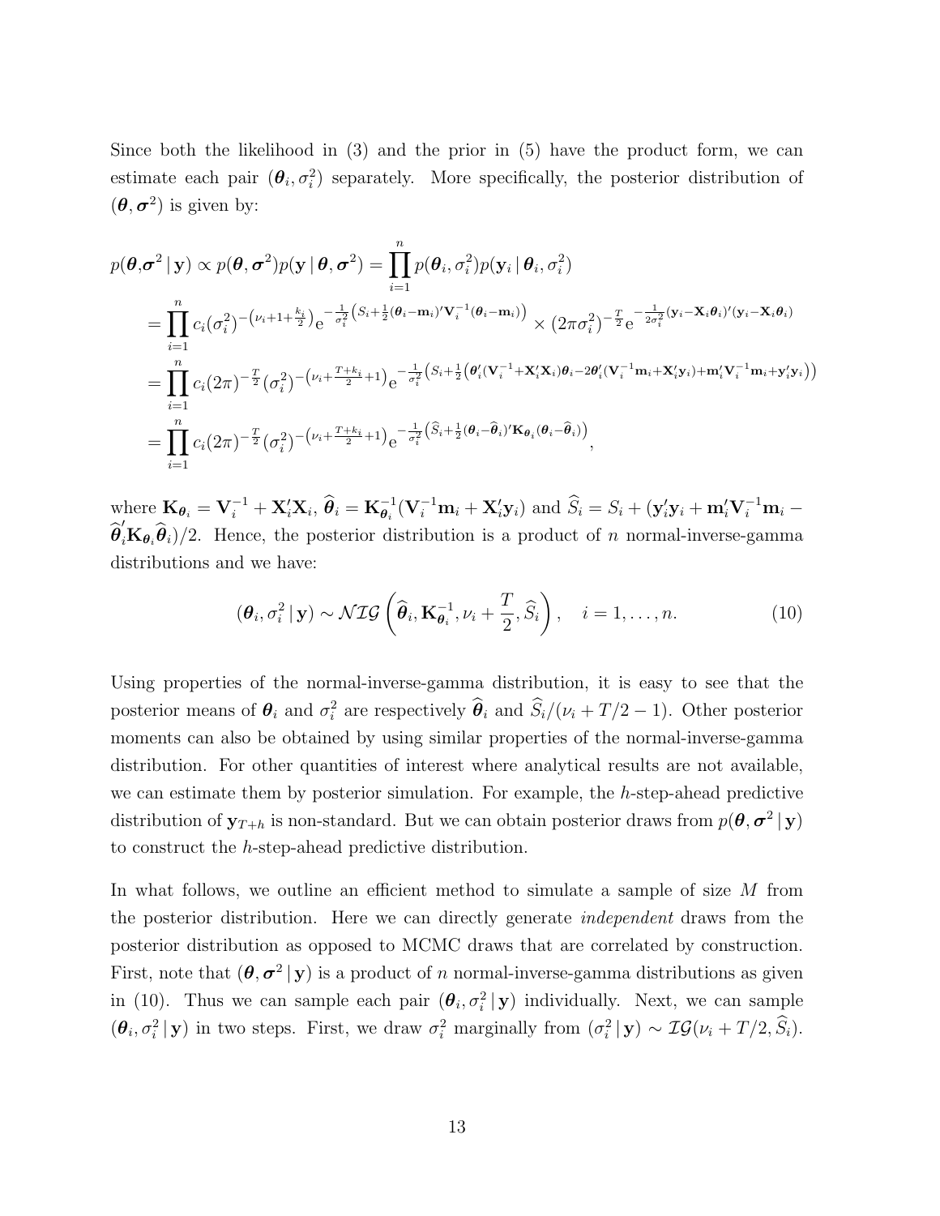Since both the likelihood in (3) and the prior in (5) have the product form, we can estimate each pair $(\boldsymbol{\theta}_i, \sigma_i^2)$ separately. More specifically, the posterior distribution of $(\boldsymbol{\theta}, \boldsymbol{\sigma}^2)$ is given by:

$$
\begin{aligned}
p(\boldsymbol{\theta},\boldsymbol{\sigma}^2 \,|\, \mathbf{y}) &\propto p(\boldsymbol{\theta}, \boldsymbol{\sigma}^2) p(\mathbf{y} \,|\, \boldsymbol{\theta}, \boldsymbol{\sigma}^2) = \prod_{i=1}^{n} p(\boldsymbol{\theta}_i, \sigma_i^2) p(\mathbf{y}_i \,|\, \boldsymbol{\theta}_i, \sigma_i^2) \\
&= \prod_{i=1}^{n} c_i (\sigma_i^2)^{-\left(\nu_i + 1 + \frac{k_i}{2}\right)} \mathrm{e}^{-\frac{1}{\sigma_i^2}\left(S_i + \frac{1}{2}(\boldsymbol{\theta}_i - \mathbf{m}_i)'\mathbf{V}_i^{-1}(\boldsymbol{\theta}_i - \mathbf{m}_i)\right)} \times (2\pi\sigma_i^2)^{-\frac{T}{2}} \mathrm{e}^{-\frac{1}{2\sigma_i^2}(\mathbf{y}_i - \mathbf{X}_i\boldsymbol{\theta}_i)'(\mathbf{y}_i - \mathbf{X}_i\boldsymbol{\theta}_i)} \\
&= \prod_{i=1}^{n} c_i (2\pi)^{-\frac{T}{2}} (\sigma_i^2)^{-\left(\nu_i + \frac{T+k_i}{2} + 1\right)} \mathrm{e}^{-\frac{1}{\sigma_i^2}\left(S_i + \frac{1}{2}\left(\boldsymbol{\theta}_i'(\mathbf{V}_i^{-1} + \mathbf{X}_i'\mathbf{X}_i)\boldsymbol{\theta}_i - 2\boldsymbol{\theta}_i'(\mathbf{V}_i^{-1}\mathbf{m}_i + \mathbf{X}_i'\mathbf{y}_i) + \mathbf{m}_i'\mathbf{V}_i^{-1}\mathbf{m}_i + \mathbf{y}_i'\mathbf{y}_i\right)\right)} \\
&= \prod_{i=1}^{n} c_i (2\pi)^{-\frac{T}{2}} (\sigma_i^2)^{-\left(\nu_i + \frac{T+k_i}{2} + 1\right)} \mathrm{e}^{-\frac{1}{\sigma_i^2}\left(\widehat{S}_i + \frac{1}{2}(\boldsymbol{\theta}_i - \widehat{\boldsymbol{\theta}}_i)'\mathbf{K}_{\boldsymbol{\theta}_i}(\boldsymbol{\theta}_i - \widehat{\boldsymbol{\theta}}_i)\right)},
\end{aligned}
$$

where $\mathbf{K}_{\boldsymbol{\theta}_i} = \mathbf{V}_i^{-1} + \mathbf{X}_i'\mathbf{X}_i$, $\widehat{\boldsymbol{\theta}}_i = \mathbf{K}_{\boldsymbol{\theta}_i}^{-1}(\mathbf{V}_i^{-1}\mathbf{m}_i + \mathbf{X}_i'\mathbf{y}_i)$ and $\widehat{S}_i = S_i + (\mathbf{y}_i'\mathbf{y}_i + \mathbf{m}_i'\mathbf{V}_i^{-1}\mathbf{m}_i - \widehat{\boldsymbol{\theta}}_i'\mathbf{K}_{\boldsymbol{\theta}_i}\widehat{\boldsymbol{\theta}}_i)/2$. Hence, the posterior distribution is a product of $n$ normal-inverse-gamma distributions and we have:

$$
(\boldsymbol{\theta}_i, \sigma_i^2 \,|\, \mathbf{y}) \sim \mathcal{NIG}\left(\widehat{\boldsymbol{\theta}}_i, \mathbf{K}_{\boldsymbol{\theta}_i}^{-1}, \nu_i + \frac{T}{2}, \widehat{S}_i\right), \quad i = 1, \ldots, n. \tag{10}
$$

Using properties of the normal-inverse-gamma distribution, it is easy to see that the posterior means of $\boldsymbol{\theta}_i$ and $\sigma_i^2$ are respectively $\widehat{\boldsymbol{\theta}}_i$ and $\widehat{S}_i/(\nu_i + T/2 - 1)$. Other posterior moments can also be obtained by using similar properties of the normal-inverse-gamma distribution. For other quantities of interest where analytical results are not available, we can estimate them by posterior simulation. For example, the $h$-step-ahead predictive distribution of $\mathbf{y}_{T+h}$ is non-standard. But we can obtain posterior draws from $p(\boldsymbol{\theta}, \boldsymbol{\sigma}^2 \,|\, \mathbf{y})$ to construct the $h$-step-ahead predictive distribution.

In what follows, we outline an efficient method to simulate a sample of size $M$ from the posterior distribution. Here we can directly generate *independent* draws from the posterior distribution as opposed to MCMC draws that are correlated by construction. First, note that $(\boldsymbol{\theta}, \boldsymbol{\sigma}^2 \,|\, \mathbf{y})$ is a product of $n$ normal-inverse-gamma distributions as given in (10). Thus we can sample each pair $(\boldsymbol{\theta}_i, \sigma_i^2 \,|\, \mathbf{y})$ individually. Next, we can sample $(\boldsymbol{\theta}_i, \sigma_i^2 \,|\, \mathbf{y})$ in two steps. First, we draw $\sigma_i^2$ marginally from $(\sigma_i^2 \,|\, \mathbf{y}) \sim \mathcal{IG}(\nu_i + T/2, \widehat{S}_i)$.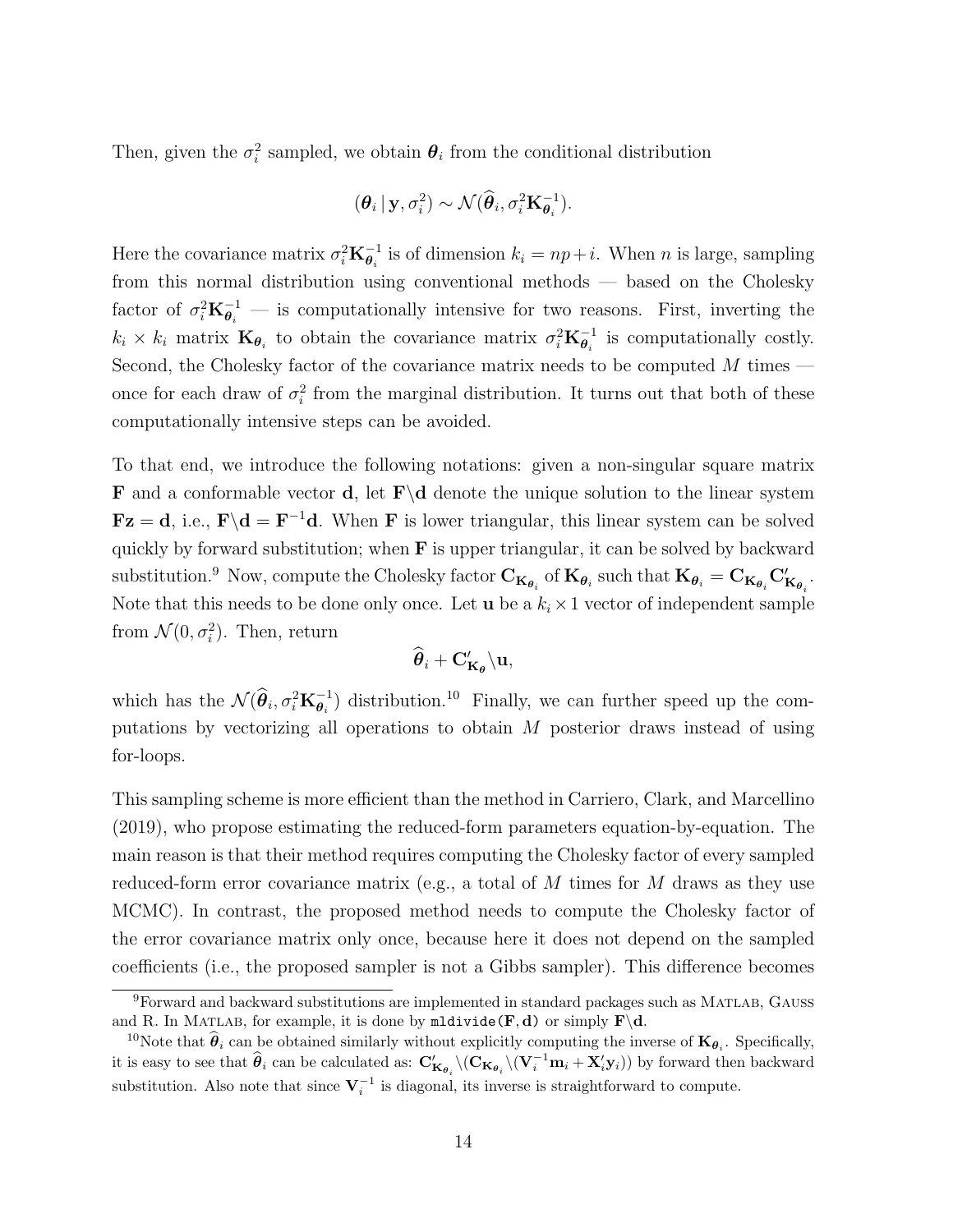Then, given the $\sigma_i^2$ sampled, we obtain $\boldsymbol{\theta}_i$ from the conditional distribution

$$(\boldsymbol{\theta}_i \,|\, \mathbf{y}, \sigma_i^2) \sim \mathcal{N}(\widehat{\boldsymbol{\theta}}_i, \sigma_i^2 \mathbf{K}_{\boldsymbol{\theta}_i}^{-1}).$$

Here the covariance matrix $\sigma_i^2 \mathbf{K}_{\boldsymbol{\theta}_i}^{-1}$ is of dimension $k_i = np + i$. When $n$ is large, sampling from this normal distribution using conventional methods — based on the Cholesky factor of $\sigma_i^2 \mathbf{K}_{\boldsymbol{\theta}_i}^{-1}$ — is computationally intensive for two reasons. First, inverting the $k_i \times k_i$ matrix $\mathbf{K}_{\boldsymbol{\theta}_i}$ to obtain the covariance matrix $\sigma_i^2 \mathbf{K}_{\boldsymbol{\theta}_i}^{-1}$ is computationally costly. Second, the Cholesky factor of the covariance matrix needs to be computed $M$ times — once for each draw of $\sigma_i^2$ from the marginal distribution. It turns out that both of these computationally intensive steps can be avoided.

To that end, we introduce the following notations: given a non-singular square matrix $\mathbf{F}$ and a conformable vector $\mathbf{d}$, let $\mathbf{F}\backslash\mathbf{d}$ denote the unique solution to the linear system $\mathbf{F}\mathbf{z} = \mathbf{d}$, i.e., $\mathbf{F}\backslash\mathbf{d} = \mathbf{F}^{-1}\mathbf{d}$. When $\mathbf{F}$ is lower triangular, this linear system can be solved quickly by forward substitution; when $\mathbf{F}$ is upper triangular, it can be solved by backward substitution.[9] Now, compute the Cholesky factor $\mathbf{C}_{\mathbf{K}_{\boldsymbol{\theta}_i}}$ of $\mathbf{K}_{\boldsymbol{\theta}_i}$ such that $\mathbf{K}_{\boldsymbol{\theta}_i} = \mathbf{C}_{\mathbf{K}_{\boldsymbol{\theta}_i}} \mathbf{C}'_{\mathbf{K}_{\boldsymbol{\theta}_i}}$. Note that this needs to be done only once. Let $\mathbf{u}$ be a $k_i \times 1$ vector of independent sample from $\mathcal{N}(0, \sigma_i^2)$. Then, return

$$\widehat{\boldsymbol{\theta}}_i + \mathbf{C}'_{\mathbf{K}_{\boldsymbol{\theta}}} \backslash \mathbf{u},$$

which has the $\mathcal{N}(\widehat{\boldsymbol{\theta}}_i, \sigma_i^2 \mathbf{K}_{\boldsymbol{\theta}_i}^{-1})$ distribution.[10] Finally, we can further speed up the computations by vectorizing all operations to obtain $M$ posterior draws instead of using for-loops.

This sampling scheme is more efficient than the method in Carriero, Clark, and Marcellino (2019), who propose estimating the reduced-form parameters equation-by-equation. The main reason is that their method requires computing the Cholesky factor of every sampled reduced-form error covariance matrix (e.g., a total of $M$ times for $M$ draws as they use MCMC). In contrast, the proposed method needs to compute the Cholesky factor of the error covariance matrix only once, because here it does not depend on the sampled coefficients (i.e., the proposed sampler is not a Gibbs sampler). This difference becomes

---

[9] Forward and backward substitutions are implemented in standard packages such as MATLAB, GAUSS and R. In MATLAB, for example, it is done by `mldivide(F,d)` or simply $\mathbf{F}\backslash\mathbf{d}$.

[10] Note that $\widehat{\boldsymbol{\theta}}_i$ can be obtained similarly without explicitly computing the inverse of $\mathbf{K}_{\boldsymbol{\theta}_i}$. Specifically, it is easy to see that $\widehat{\boldsymbol{\theta}}_i$ can be calculated as: $\mathbf{C}'_{\mathbf{K}_{\boldsymbol{\theta}_i}} \backslash (\mathbf{C}_{\mathbf{K}_{\boldsymbol{\theta}_i}} \backslash (\mathbf{V}_i^{-1}\mathbf{m}_i + \mathbf{X}_i'\mathbf{y}_i))$ by forward then backward substitution. Also note that since $\mathbf{V}_i^{-1}$ is diagonal, its inverse is straightforward to compute.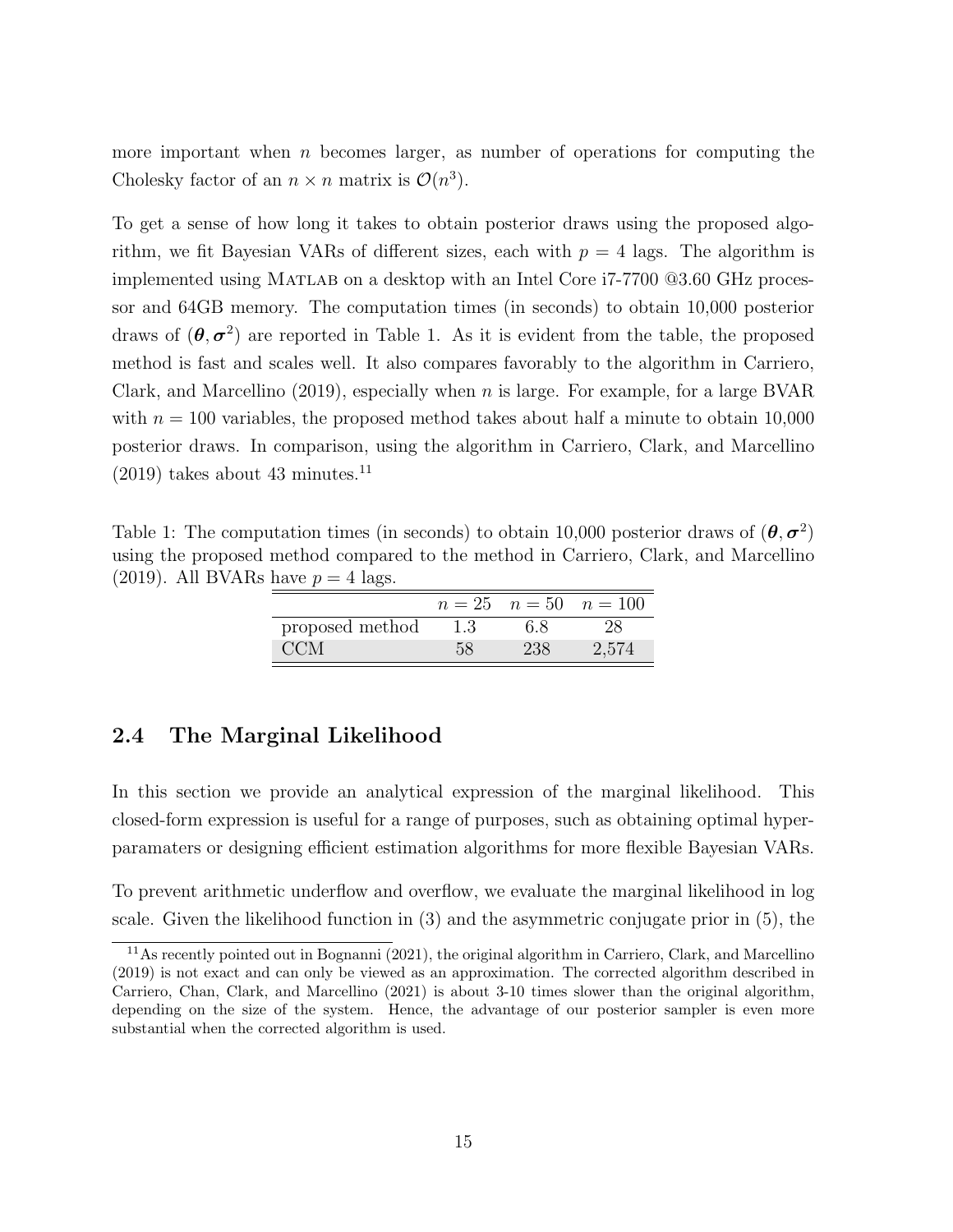more important when $n$ becomes larger, as number of operations for computing the Cholesky factor of an $n \times n$ matrix is $\mathcal{O}(n^3)$.

To get a sense of how long it takes to obtain posterior draws using the proposed algorithm, we fit Bayesian VARs of different sizes, each with $p = 4$ lags. The algorithm is implemented using MATLAB on a desktop with an Intel Core i7-7700 @3.60 GHz processor and 64GB memory. The computation times (in seconds) to obtain 10,000 posterior draws of $(\boldsymbol{\theta}, \boldsymbol{\sigma}^2)$ are reported in Table 1. As it is evident from the table, the proposed method is fast and scales well. It also compares favorably to the algorithm in Carriero, Clark, and Marcellino (2019), especially when $n$ is large. For example, for a large BVAR with $n = 100$ variables, the proposed method takes about half a minute to obtain 10,000 posterior draws. In comparison, using the algorithm in Carriero, Clark, and Marcellino (2019) takes about 43 minutes.[11]

Table 1: The computation times (in seconds) to obtain 10,000 posterior draws of $(\boldsymbol{\theta}, \boldsymbol{\sigma}^2)$ using the proposed method compared to the method in Carriero, Clark, and Marcellino (2019). All BVARs have $p = 4$ lags.

| | $n = 25$ | $n = 50$ | $n = 100$ |
|---|---|---|---|
| proposed method | 1.3 | 6.8 | 28 |
| CCM | 58 | 238 | 2,574 |

## 2.4 The Marginal Likelihood

In this section we provide an analytical expression of the marginal likelihood. This closed-form expression is useful for a range of purposes, such as obtaining optimal hyperparamaters or designing efficient estimation algorithms for more flexible Bayesian VARs.

To prevent arithmetic underflow and overflow, we evaluate the marginal likelihood in log scale. Given the likelihood function in (3) and the asymmetric conjugate prior in (5), the

[11] As recently pointed out in Bognanni (2021), the original algorithm in Carriero, Clark, and Marcellino (2019) is not exact and can only be viewed as an approximation. The corrected algorithm described in Carriero, Chan, Clark, and Marcellino (2021) is about 3-10 times slower than the original algorithm, depending on the size of the system. Hence, the advantage of our posterior sampler is even more substantial when the corrected algorithm is used.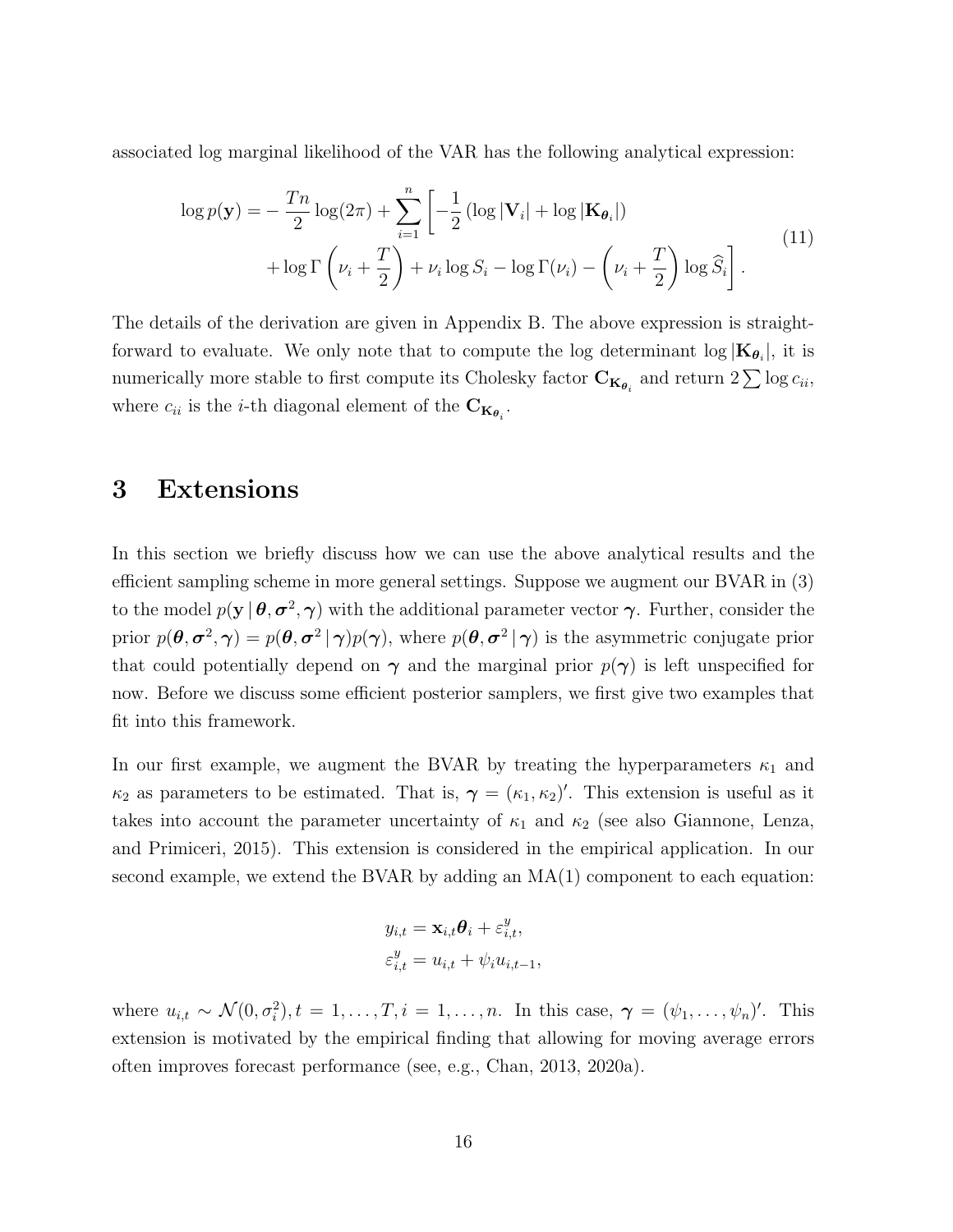associated log marginal likelihood of the VAR has the following analytical expression:

$$
\begin{aligned}
\log p(\mathbf{y}) = & -\frac{Tn}{2}\log(2\pi) + \sum_{i=1}^{n}\left[-\frac{1}{2}\left(\log|\mathbf{V}_i| + \log|\mathbf{K}_{\boldsymbol{\theta}_i}|\right)\right. \\
& \left. + \log\Gamma\left(\nu_i + \frac{T}{2}\right) + \nu_i \log S_i - \log\Gamma(\nu_i) - \left(\nu_i + \frac{T}{2}\right)\log\widehat{S}_i\right].
\end{aligned} \tag{11}
$$

The details of the derivation are given in Appendix B. The above expression is straightforward to evaluate. We only note that to compute the log determinant $\log|\mathbf{K}_{\boldsymbol{\theta}_i}|$, it is numerically more stable to first compute its Cholesky factor $\mathbf{C}_{\mathbf{K}_{\boldsymbol{\theta}_i}}$ and return $2\sum\log c_{ii}$, where $c_{ii}$ is the $i$-th diagonal element of the $\mathbf{C}_{\mathbf{K}_{\boldsymbol{\theta}_i}}$.

# 3 Extensions

In this section we briefly discuss how we can use the above analytical results and the efficient sampling scheme in more general settings. Suppose we augment our BVAR in (3) to the model $p(\mathbf{y}\,|\,\boldsymbol{\theta}, \boldsymbol{\sigma}^2, \boldsymbol{\gamma})$ with the additional parameter vector $\boldsymbol{\gamma}$. Further, consider the prior $p(\boldsymbol{\theta}, \boldsymbol{\sigma}^2, \boldsymbol{\gamma}) = p(\boldsymbol{\theta}, \boldsymbol{\sigma}^2\,|\,\boldsymbol{\gamma})p(\boldsymbol{\gamma})$, where $p(\boldsymbol{\theta}, \boldsymbol{\sigma}^2\,|\,\boldsymbol{\gamma})$ is the asymmetric conjugate prior that could potentially depend on $\boldsymbol{\gamma}$ and the marginal prior $p(\boldsymbol{\gamma})$ is left unspecified for now. Before we discuss some efficient posterior samplers, we first give two examples that fit into this framework.

In our first example, we augment the BVAR by treating the hyperparameters $\kappa_1$ and $\kappa_2$ as parameters to be estimated. That is, $\boldsymbol{\gamma} = (\kappa_1, \kappa_2)'$. This extension is useful as it takes into account the parameter uncertainty of $\kappa_1$ and $\kappa_2$ (see also Giannone, Lenza, and Primiceri, 2015). This extension is considered in the empirical application. In our second example, we extend the BVAR by adding an MA(1) component to each equation:

$$
\begin{aligned}
y_{i,t} &= \mathbf{x}_{i,t}\boldsymbol{\theta}_i + \varepsilon_{i,t}^{y}, \\
\varepsilon_{i,t}^{y} &= u_{i,t} + \psi_i u_{i,t-1},
\end{aligned}
$$

where $u_{i,t} \sim \mathcal{N}(0, \sigma_i^2), t = 1, \ldots, T, i = 1, \ldots, n$. In this case, $\boldsymbol{\gamma} = (\psi_1, \ldots, \psi_n)'$. This extension is motivated by the empirical finding that allowing for moving average errors often improves forecast performance (see, e.g., Chan, 2013, 2020a).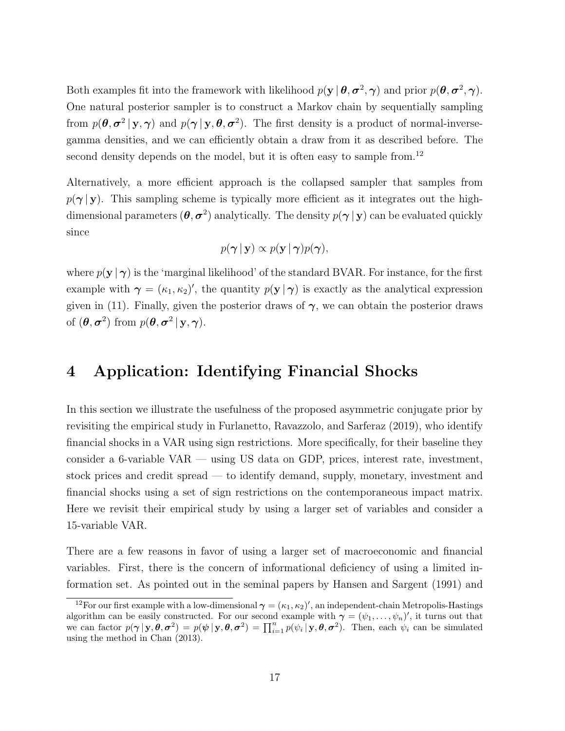Both examples fit into the framework with likelihood $p(\mathbf{y} \,|\, \boldsymbol{\theta}, \boldsymbol{\sigma}^2, \boldsymbol{\gamma})$ and prior $p(\boldsymbol{\theta}, \boldsymbol{\sigma}^2, \boldsymbol{\gamma})$. One natural posterior sampler is to construct a Markov chain by sequentially sampling from $p(\boldsymbol{\theta}, \boldsymbol{\sigma}^2 \,|\, \mathbf{y}, \boldsymbol{\gamma})$ and $p(\boldsymbol{\gamma} \,|\, \mathbf{y}, \boldsymbol{\theta}, \boldsymbol{\sigma}^2)$. The first density is a product of normal-inverse-gamma densities, and we can efficiently obtain a draw from it as described before. The second density depends on the model, but it is often easy to sample from.[12]

Alternatively, a more efficient approach is the collapsed sampler that samples from $p(\boldsymbol{\gamma} \,|\, \mathbf{y})$. This sampling scheme is typically more efficient as it integrates out the high-dimensional parameters $(\boldsymbol{\theta}, \boldsymbol{\sigma}^2)$ analytically. The density $p(\boldsymbol{\gamma} \,|\, \mathbf{y})$ can be evaluated quickly since

$$p(\boldsymbol{\gamma} \,|\, \mathbf{y}) \propto p(\mathbf{y} \,|\, \boldsymbol{\gamma}) p(\boldsymbol{\gamma}),$$

where $p(\mathbf{y} \,|\, \boldsymbol{\gamma})$ is the 'marginal likelihood' of the standard BVAR. For instance, for the first example with $\boldsymbol{\gamma} = (\kappa_1, \kappa_2)'$, the quantity $p(\mathbf{y} \,|\, \boldsymbol{\gamma})$ is exactly as the analytical expression given in (11). Finally, given the posterior draws of $\boldsymbol{\gamma}$, we can obtain the posterior draws of $(\boldsymbol{\theta}, \boldsymbol{\sigma}^2)$ from $p(\boldsymbol{\theta}, \boldsymbol{\sigma}^2 \,|\, \mathbf{y}, \boldsymbol{\gamma})$.

# 4 Application: Identifying Financial Shocks

In this section we illustrate the usefulness of the proposed asymmetric conjugate prior by revisiting the empirical study in Furlanetto, Ravazzolo, and Sarferaz (2019), who identify financial shocks in a VAR using sign restrictions. More specifically, for their baseline they consider a 6-variable VAR — using US data on GDP, prices, interest rate, investment, stock prices and credit spread — to identify demand, supply, monetary, investment and financial shocks using a set of sign restrictions on the contemporaneous impact matrix. Here we revisit their empirical study by using a larger set of variables and consider a 15-variable VAR.

There are a few reasons in favor of using a larger set of macroeconomic and financial variables. First, there is the concern of informational deficiency of using a limited information set. As pointed out in the seminal papers by Hansen and Sargent (1991) and

[12] For our first example with a low-dimensional $\boldsymbol{\gamma} = (\kappa_1, \kappa_2)'$, an independent-chain Metropolis-Hastings algorithm can be easily constructed. For our second example with $\boldsymbol{\gamma} = (\psi_1, \ldots, \psi_n)'$, it turns out that we can factor $p(\boldsymbol{\gamma} \,|\, \mathbf{y}, \boldsymbol{\theta}, \boldsymbol{\sigma}^2) = p(\boldsymbol{\psi} \,|\, \mathbf{y}, \boldsymbol{\theta}, \boldsymbol{\sigma}^2) = \prod_{i=1}^n p(\psi_i \,|\, \mathbf{y}, \boldsymbol{\theta}, \boldsymbol{\sigma}^2)$. Then, each $\psi_i$ can be simulated using the method in Chan (2013).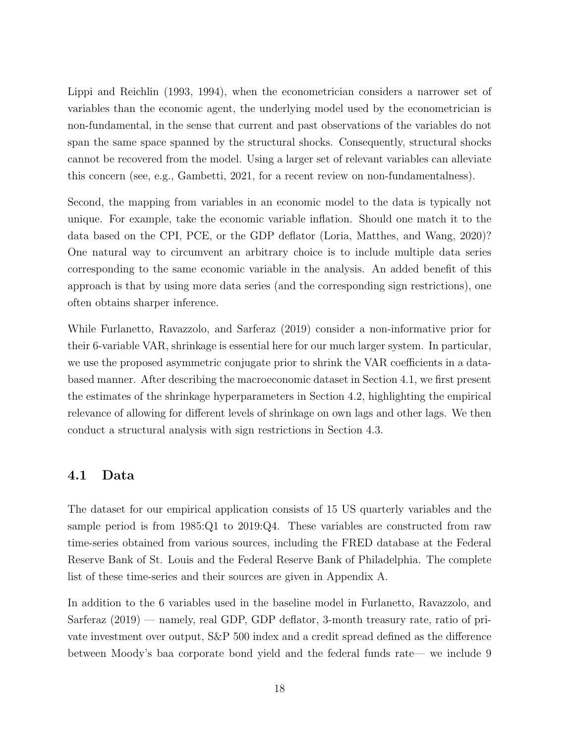Lippi and Reichlin (1993, 1994), when the econometrician considers a narrower set of variables than the economic agent, the underlying model used by the econometrician is non-fundamental, in the sense that current and past observations of the variables do not span the same space spanned by the structural shocks. Consequently, structural shocks cannot be recovered from the model. Using a larger set of relevant variables can alleviate this concern (see, e.g., Gambetti, 2021, for a recent review on non-fundamentalness).

Second, the mapping from variables in an economic model to the data is typically not unique. For example, take the economic variable inflation. Should one match it to the data based on the CPI, PCE, or the GDP deflator (Loria, Matthes, and Wang, 2020)? One natural way to circumvent an arbitrary choice is to include multiple data series corresponding to the same economic variable in the analysis. An added benefit of this approach is that by using more data series (and the corresponding sign restrictions), one often obtains sharper inference.

While Furlanetto, Ravazzolo, and Sarferaz (2019) consider a non-informative prior for their 6-variable VAR, shrinkage is essential here for our much larger system. In particular, we use the proposed asymmetric conjugate prior to shrink the VAR coefficients in a data-based manner. After describing the macroeconomic dataset in Section 4.1, we first present the estimates of the shrinkage hyperparameters in Section 4.2, highlighting the empirical relevance of allowing for different levels of shrinkage on own lags and other lags. We then conduct a structural analysis with sign restrictions in Section 4.3.

## 4.1 Data

The dataset for our empirical application consists of 15 US quarterly variables and the sample period is from 1985:Q1 to 2019:Q4. These variables are constructed from raw time-series obtained from various sources, including the FRED database at the Federal Reserve Bank of St. Louis and the Federal Reserve Bank of Philadelphia. The complete list of these time-series and their sources are given in Appendix A.

In addition to the 6 variables used in the baseline model in Furlanetto, Ravazzolo, and Sarferaz (2019) — namely, real GDP, GDP deflator, 3-month treasury rate, ratio of private investment over output, S&P 500 index and a credit spread defined as the difference between Moody's baa corporate bond yield and the federal funds rate— we include 9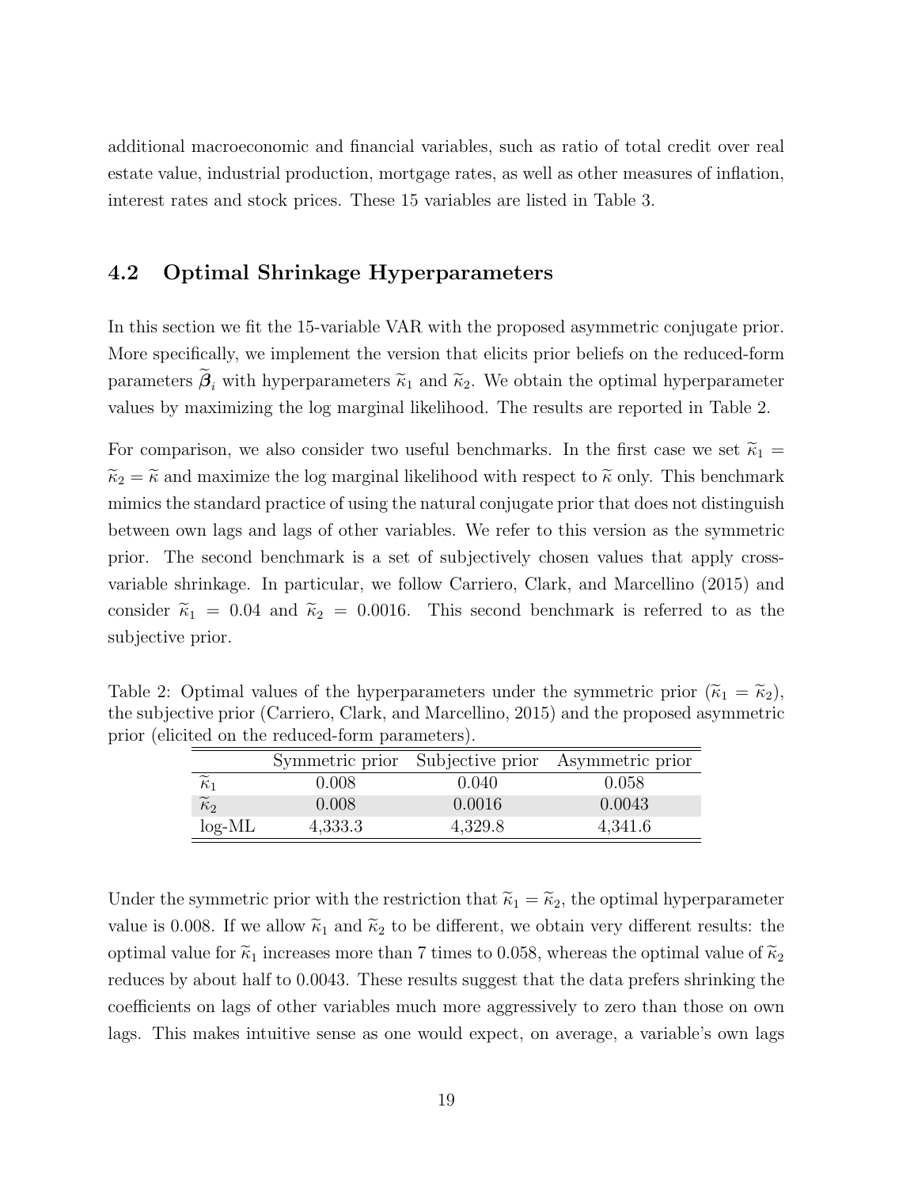additional macroeconomic and financial variables, such as ratio of total credit over real estate value, industrial production, mortgage rates, as well as other measures of inflation, interest rates and stock prices. These 15 variables are listed in Table 3.

## 4.2 Optimal Shrinkage Hyperparameters

In this section we fit the 15-variable VAR with the proposed asymmetric conjugate prior. More specifically, we implement the version that elicits prior beliefs on the reduced-form parameters $\widetilde{\boldsymbol{\beta}}_i$ with hyperparameters $\widetilde{\kappa}_1$ and $\widetilde{\kappa}_2$. We obtain the optimal hyperparameter values by maximizing the log marginal likelihood. The results are reported in Table 2.

For comparison, we also consider two useful benchmarks. In the first case we set $\widetilde{\kappa}_1 = \widetilde{\kappa}_2 = \widetilde{\kappa}$ and maximize the log marginal likelihood with respect to $\widetilde{\kappa}$ only. This benchmark mimics the standard practice of using the natural conjugate prior that does not distinguish between own lags and lags of other variables. We refer to this version as the symmetric prior. The second benchmark is a set of subjectively chosen values that apply cross-variable shrinkage. In particular, we follow Carriero, Clark, and Marcellino (2015) and consider $\widetilde{\kappa}_1 = 0.04$ and $\widetilde{\kappa}_2 = 0.0016$. This second benchmark is referred to as the subjective prior.

Table 2: Optimal values of the hyperparameters under the symmetric prior ($\widetilde{\kappa}_1 = \widetilde{\kappa}_2$), the subjective prior (Carriero, Clark, and Marcellino, 2015) and the proposed asymmetric prior (elicited on the reduced-form parameters).

| | Symmetric prior | Subjective prior | Asymmetric prior |
|---|---|---|---|
| $\widetilde{\kappa}_1$ | 0.008 | 0.040 | 0.058 |
| $\widetilde{\kappa}_2$ | 0.008 | 0.0016 | 0.0043 |
| log-ML | 4,333.3 | 4,329.8 | 4,341.6 |

Under the symmetric prior with the restriction that $\widetilde{\kappa}_1 = \widetilde{\kappa}_2$, the optimal hyperparameter value is 0.008. If we allow $\widetilde{\kappa}_1$ and $\widetilde{\kappa}_2$ to be different, we obtain very different results: the optimal value for $\widetilde{\kappa}_1$ increases more than 7 times to 0.058, whereas the optimal value of $\widetilde{\kappa}_2$ reduces by about half to 0.0043. These results suggest that the data prefers shrinking the coefficients on lags of other variables much more aggressively to zero than those on own lags. This makes intuitive sense as one would expect, on average, a variable's own lags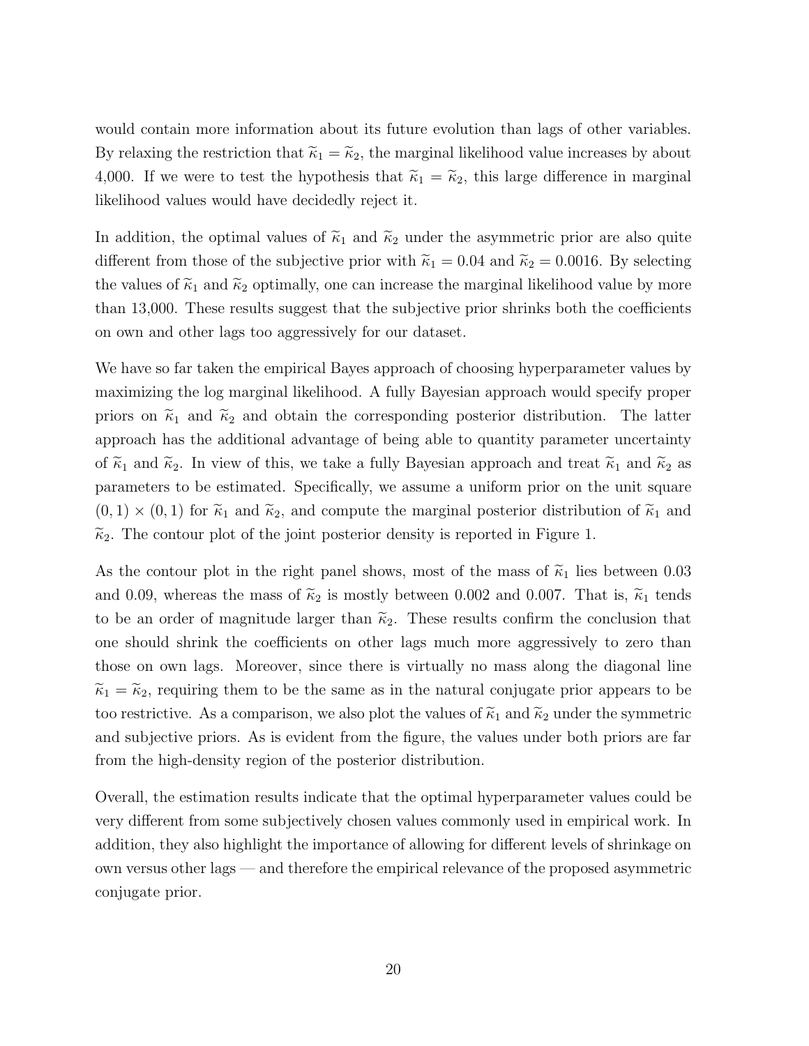would contain more information about its future evolution than lags of other variables. By relaxing the restriction that $\widetilde{\kappa}_1 = \widetilde{\kappa}_2$, the marginal likelihood value increases by about 4,000. If we were to test the hypothesis that $\widetilde{\kappa}_1 = \widetilde{\kappa}_2$, this large difference in marginal likelihood values would have decidedly reject it.

In addition, the optimal values of $\widetilde{\kappa}_1$ and $\widetilde{\kappa}_2$ under the asymmetric prior are also quite different from those of the subjective prior with $\widetilde{\kappa}_1 = 0.04$ and $\widetilde{\kappa}_2 = 0.0016$. By selecting the values of $\widetilde{\kappa}_1$ and $\widetilde{\kappa}_2$ optimally, one can increase the marginal likelihood value by more than 13,000. These results suggest that the subjective prior shrinks both the coefficients on own and other lags too aggressively for our dataset.

We have so far taken the empirical Bayes approach of choosing hyperparameter values by maximizing the log marginal likelihood. A fully Bayesian approach would specify proper priors on $\widetilde{\kappa}_1$ and $\widetilde{\kappa}_2$ and obtain the corresponding posterior distribution. The latter approach has the additional advantage of being able to quantity parameter uncertainty of $\widetilde{\kappa}_1$ and $\widetilde{\kappa}_2$. In view of this, we take a fully Bayesian approach and treat $\widetilde{\kappa}_1$ and $\widetilde{\kappa}_2$ as parameters to be estimated. Specifically, we assume a uniform prior on the unit square $(0, 1) \times (0, 1)$ for $\widetilde{\kappa}_1$ and $\widetilde{\kappa}_2$, and compute the marginal posterior distribution of $\widetilde{\kappa}_1$ and $\widetilde{\kappa}_2$. The contour plot of the joint posterior density is reported in Figure 1.

As the contour plot in the right panel shows, most of the mass of $\widetilde{\kappa}_1$ lies between 0.03 and 0.09, whereas the mass of $\widetilde{\kappa}_2$ is mostly between 0.002 and 0.007. That is, $\widetilde{\kappa}_1$ tends to be an order of magnitude larger than $\widetilde{\kappa}_2$. These results confirm the conclusion that one should shrink the coefficients on other lags much more aggressively to zero than those on own lags. Moreover, since there is virtually no mass along the diagonal line $\widetilde{\kappa}_1 = \widetilde{\kappa}_2$, requiring them to be the same as in the natural conjugate prior appears to be too restrictive. As a comparison, we also plot the values of $\widetilde{\kappa}_1$ and $\widetilde{\kappa}_2$ under the symmetric and subjective priors. As is evident from the figure, the values under both priors are far from the high-density region of the posterior distribution.

Overall, the estimation results indicate that the optimal hyperparameter values could be very different from some subjectively chosen values commonly used in empirical work. In addition, they also highlight the importance of allowing for different levels of shrinkage on own versus other lags — and therefore the empirical relevance of the proposed asymmetric conjugate prior.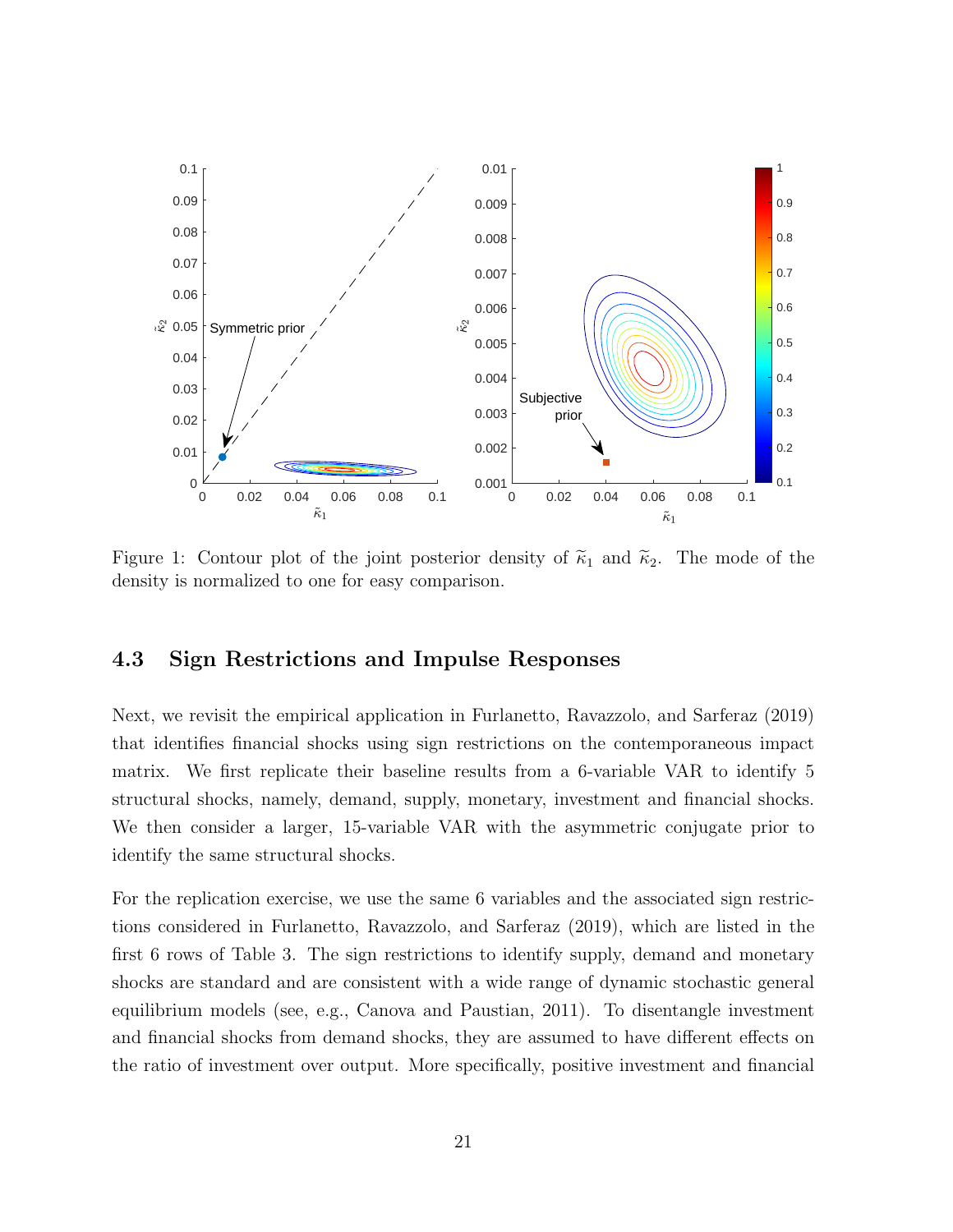Figure 1: Contour plot of the joint posterior density of $\widetilde{\kappa}_1$ and $\widetilde{\kappa}_2$. The mode of the density is normalized to one for easy comparison.

### 4.3 Sign Restrictions and Impulse Responses

Next, we revisit the empirical application in Furlanetto, Ravazzolo, and Sarferaz (2019) that identifies financial shocks using sign restrictions on the contemporaneous impact matrix. We first replicate their baseline results from a 6-variable VAR to identify 5 structural shocks, namely, demand, supply, monetary, investment and financial shocks. We then consider a larger, 15-variable VAR with the asymmetric conjugate prior to identify the same structural shocks.

For the replication exercise, we use the same 6 variables and the associated sign restrictions considered in Furlanetto, Ravazzolo, and Sarferaz (2019), which are listed in the first 6 rows of Table 3. The sign restrictions to identify supply, demand and monetary shocks are standard and are consistent with a wide range of dynamic stochastic general equilibrium models (see, e.g., Canova and Paustian, 2011). To disentangle investment and financial shocks from demand shocks, they are assumed to have different effects on the ratio of investment over output. More specifically, positive investment and financial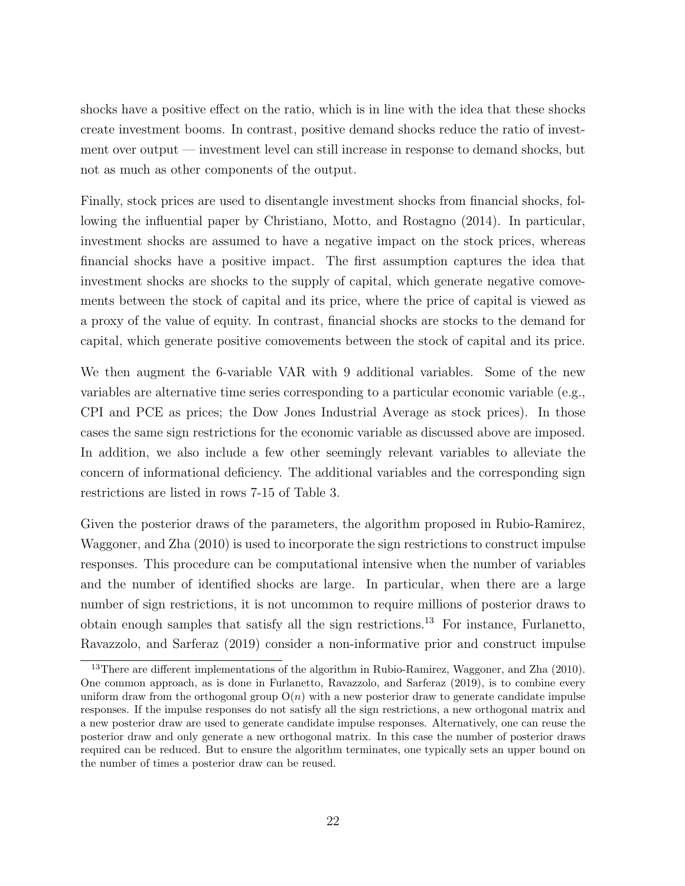shocks have a positive effect on the ratio, which is in line with the idea that these shocks create investment booms. In contrast, positive demand shocks reduce the ratio of investment over output — investment level can still increase in response to demand shocks, but not as much as other components of the output.

Finally, stock prices are used to disentangle investment shocks from financial shocks, following the influential paper by Christiano, Motto, and Rostagno (2014). In particular, investment shocks are assumed to have a negative impact on the stock prices, whereas financial shocks have a positive impact. The first assumption captures the idea that investment shocks are shocks to the supply of capital, which generate negative comovements between the stock of capital and its price, where the price of capital is viewed as a proxy of the value of equity. In contrast, financial shocks are stocks to the demand for capital, which generate positive comovements between the stock of capital and its price.

We then augment the 6-variable VAR with 9 additional variables. Some of the new variables are alternative time series corresponding to a particular economic variable (e.g., CPI and PCE as prices; the Dow Jones Industrial Average as stock prices). In those cases the same sign restrictions for the economic variable as discussed above are imposed. In addition, we also include a few other seemingly relevant variables to alleviate the concern of informational deficiency. The additional variables and the corresponding sign restrictions are listed in rows 7-15 of Table 3.

Given the posterior draws of the parameters, the algorithm proposed in Rubio-Ramirez, Waggoner, and Zha (2010) is used to incorporate the sign restrictions to construct impulse responses. This procedure can be computational intensive when the number of variables and the number of identified shocks are large. In particular, when there are a large number of sign restrictions, it is not uncommon to require millions of posterior draws to obtain enough samples that satisfy all the sign restrictions.[13] For instance, Furlanetto, Ravazzolo, and Sarferaz (2019) consider a non-informative prior and construct impulse

[13] There are different implementations of the algorithm in Rubio-Ramirez, Waggoner, and Zha (2010). One common approach, as is done in Furlanetto, Ravazzolo, and Sarferaz (2019), is to combine every uniform draw from the orthogonal group $O(n)$ with a new posterior draw to generate candidate impulse responses. If the impulse responses do not satisfy all the sign restrictions, a new orthogonal matrix and a new posterior draw are used to generate candidate impulse responses. Alternatively, one can reuse the posterior draw and only generate a new orthogonal matrix. In this case the number of posterior draws required can be reduced. But to ensure the algorithm terminates, one typically sets an upper bound on the number of times a posterior draw can be reused.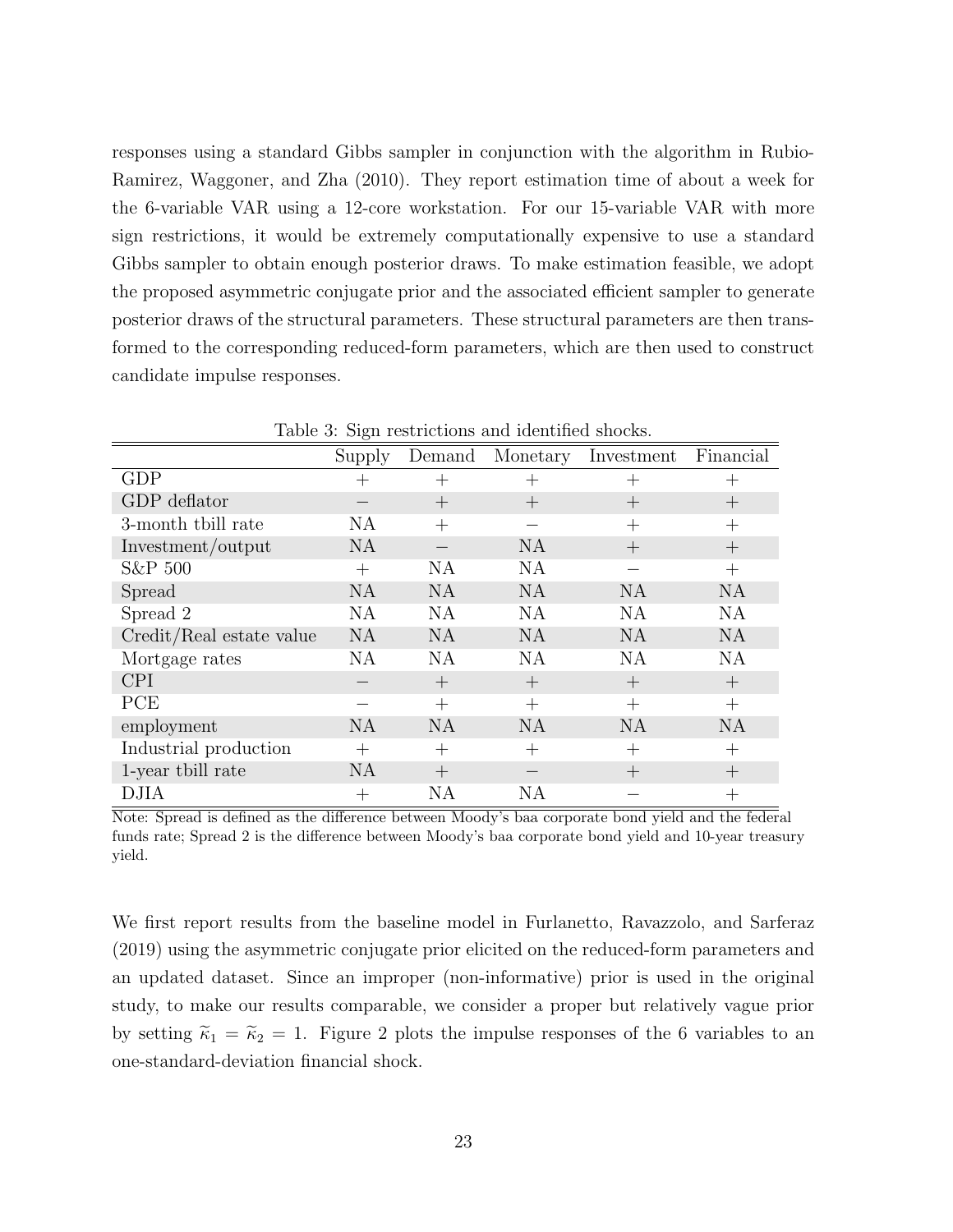responses using a standard Gibbs sampler in conjunction with the algorithm in Rubio-Ramirez, Waggoner, and Zha (2010). They report estimation time of about a week for the 6-variable VAR using a 12-core workstation. For our 15-variable VAR with more sign restrictions, it would be extremely computationally expensive to use a standard Gibbs sampler to obtain enough posterior draws. To make estimation feasible, we adopt the proposed asymmetric conjugate prior and the associated efficient sampler to generate posterior draws of the structural parameters. These structural parameters are then transformed to the corresponding reduced-form parameters, which are then used to construct candidate impulse responses.

Table 3: Sign restrictions and identified shocks.

| | Supply | Demand | Monetary | Investment | Financial |
|---|---|---|---|---|---|
| GDP | + | + | + | + | + |
| GDP deflator | − | + | + | + | + |
| 3-month tbill rate | NA | + | − | + | + |
| Investment/output | NA | − | NA | + | + |
| S&P 500 | + | NA | NA | − | + |
| Spread | NA | NA | NA | NA | NA |
| Spread 2 | NA | NA | NA | NA | NA |
| Credit/Real estate value | NA | NA | NA | NA | NA |
| Mortgage rates | NA | NA | NA | NA | NA |
| CPI | − | + | + | + | + |
| PCE | − | + | + | + | + |
| employment | NA | NA | NA | NA | NA |
| Industrial production | + | + | + | + | + |
| 1-year tbill rate | NA | + | − | + | + |
| DJIA | + | NA | NA | − | + |

Note: Spread is defined as the difference between Moody's baa corporate bond yield and the federal funds rate; Spread 2 is the difference between Moody's baa corporate bond yield and 10-year treasury yield.

We first report results from the baseline model in Furlanetto, Ravazzolo, and Sarferaz (2019) using the asymmetric conjugate prior elicited on the reduced-form parameters and an updated dataset. Since an improper (non-informative) prior is used in the original study, to make our results comparable, we consider a proper but relatively vague prior by setting $\widetilde{\kappa}_1 = \widetilde{\kappa}_2 = 1$. Figure 2 plots the impulse responses of the 6 variables to an one-standard-deviation financial shock.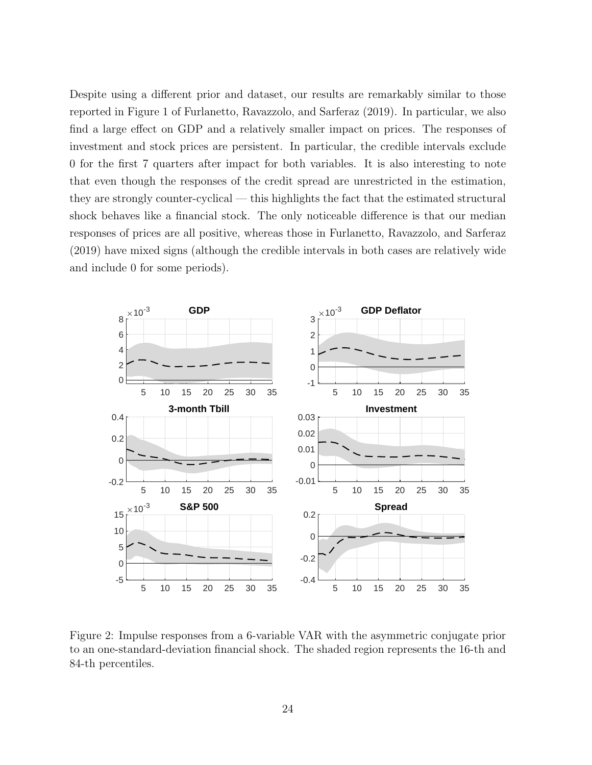Despite using a different prior and dataset, our results are remarkably similar to those reported in Figure 1 of Furlanetto, Ravazzolo, and Sarferaz (2019). In particular, we also find a large effect on GDP and a relatively smaller impact on prices. The responses of investment and stock prices are persistent. In particular, the credible intervals exclude 0 for the first 7 quarters after impact for both variables. It is also interesting to note that even though the responses of the credit spread are unrestricted in the estimation, they are strongly counter-cyclical — this highlights the fact that the estimated structural shock behaves like a financial stock. The only noticeable difference is that our median responses of prices are all positive, whereas those in Furlanetto, Ravazzolo, and Sarferaz (2019) have mixed signs (although the credible intervals in both cases are relatively wide and include 0 for some periods).

Figure 2: Impulse responses from a 6-variable VAR with the asymmetric conjugate prior to an one-standard-deviation financial shock. The shaded region represents the 16-th and 84-th percentiles.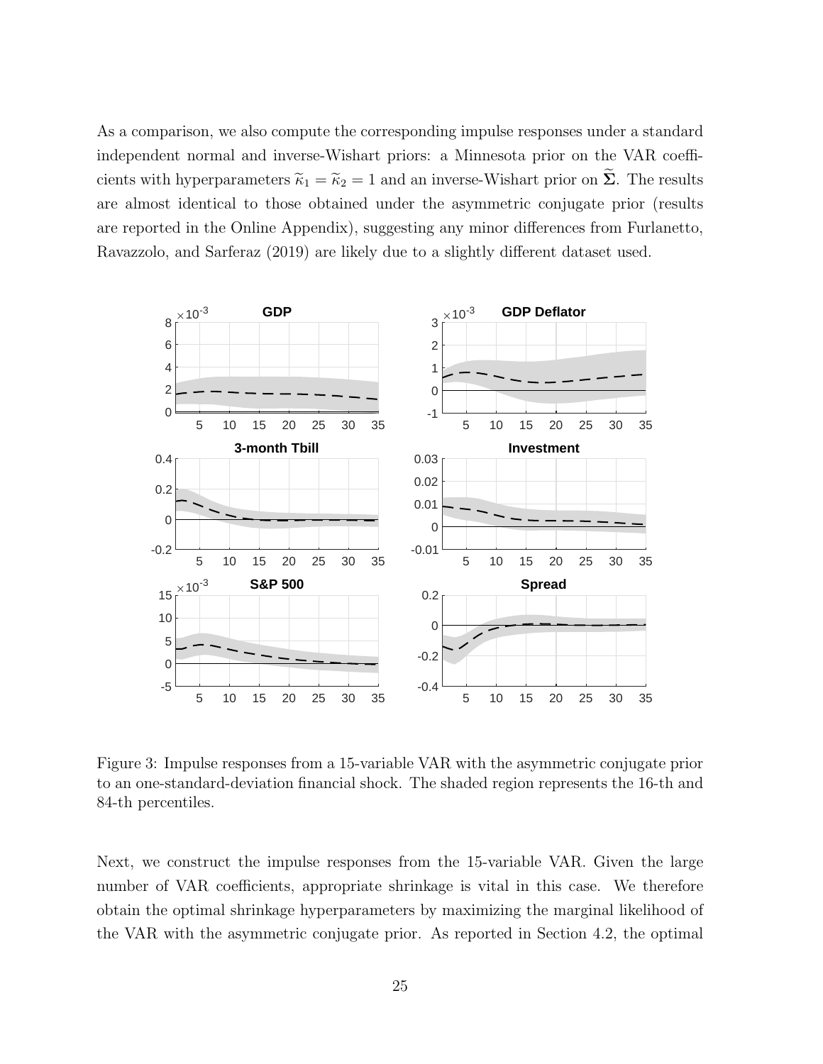As a comparison, we also compute the corresponding impulse responses under a standard independent normal and inverse-Wishart priors: a Minnesota prior on the VAR coefficients with hyperparameters $\widetilde{\kappa}_1 = \widetilde{\kappa}_2 = 1$ and an inverse-Wishart prior on $\widetilde{\boldsymbol{\Sigma}}$. The results are almost identical to those obtained under the asymmetric conjugate prior (results are reported in the Online Appendix), suggesting any minor differences from Furlanetto, Ravazzolo, and Sarferaz (2019) are likely due to a slightly different dataset used.

Figure 3: Impulse responses from a 15-variable VAR with the asymmetric conjugate prior to an one-standard-deviation financial shock. The shaded region represents the 16-th and 84-th percentiles.

Next, we construct the impulse responses from the 15-variable VAR. Given the large number of VAR coefficients, appropriate shrinkage is vital in this case. We therefore obtain the optimal shrinkage hyperparameters by maximizing the marginal likelihood of the VAR with the asymmetric conjugate prior. As reported in Section 4.2, the optimal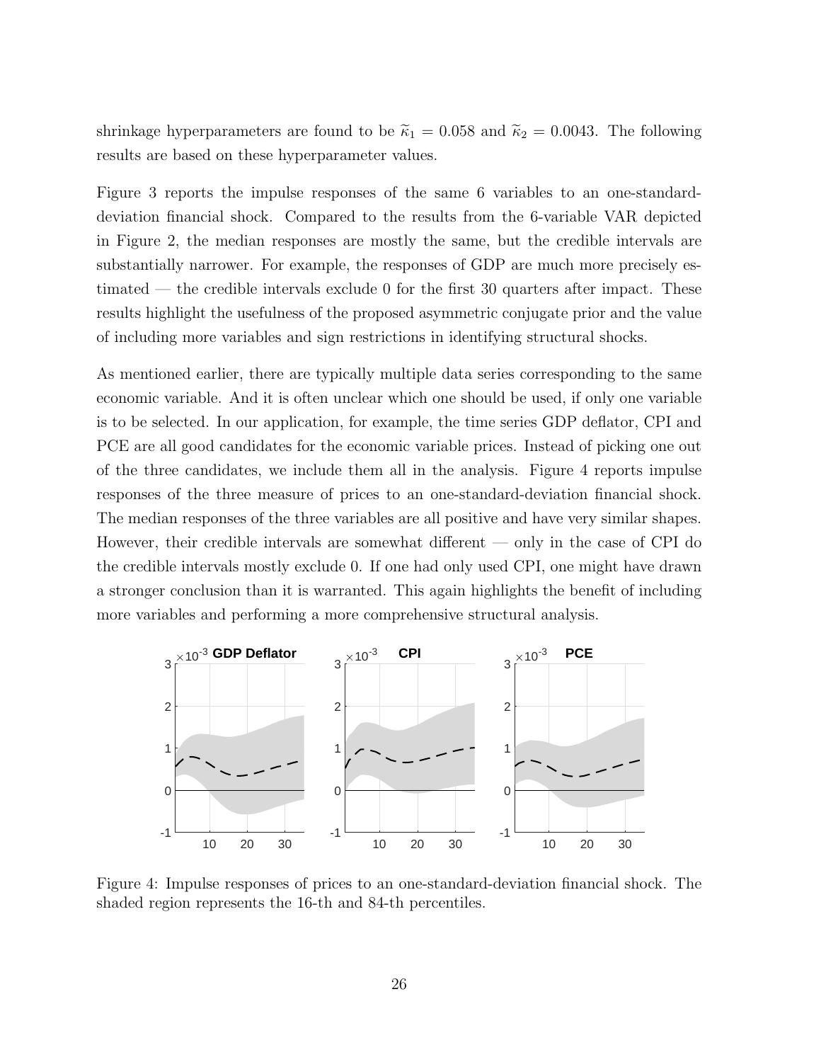shrinkage hyperparameters are found to be $\widetilde{\kappa}_1 = 0.058$ and $\widetilde{\kappa}_2 = 0.0043$. The following results are based on these hyperparameter values.

Figure 3 reports the impulse responses of the same 6 variables to an one-standard-deviation financial shock. Compared to the results from the 6-variable VAR depicted in Figure 2, the median responses are mostly the same, but the credible intervals are substantially narrower. For example, the responses of GDP are much more precisely estimated — the credible intervals exclude 0 for the first 30 quarters after impact. These results highlight the usefulness of the proposed asymmetric conjugate prior and the value of including more variables and sign restrictions in identifying structural shocks.

As mentioned earlier, there are typically multiple data series corresponding to the same economic variable. And it is often unclear which one should be used, if only one variable is to be selected. In our application, for example, the time series GDP deflator, CPI and PCE are all good candidates for the economic variable prices. Instead of picking one out of the three candidates, we include them all in the analysis. Figure 4 reports impulse responses of the three measure of prices to an one-standard-deviation financial shock. The median responses of the three variables are all positive and have very similar shapes. However, their credible intervals are somewhat different — only in the case of CPI do the credible intervals mostly exclude 0. If one had only used CPI, one might have drawn a stronger conclusion than it is warranted. This again highlights the benefit of including more variables and performing a more comprehensive structural analysis.

Figure 4: Impulse responses of prices to an one-standard-deviation financial shock. The shaded region represents the 16-th and 84-th percentiles.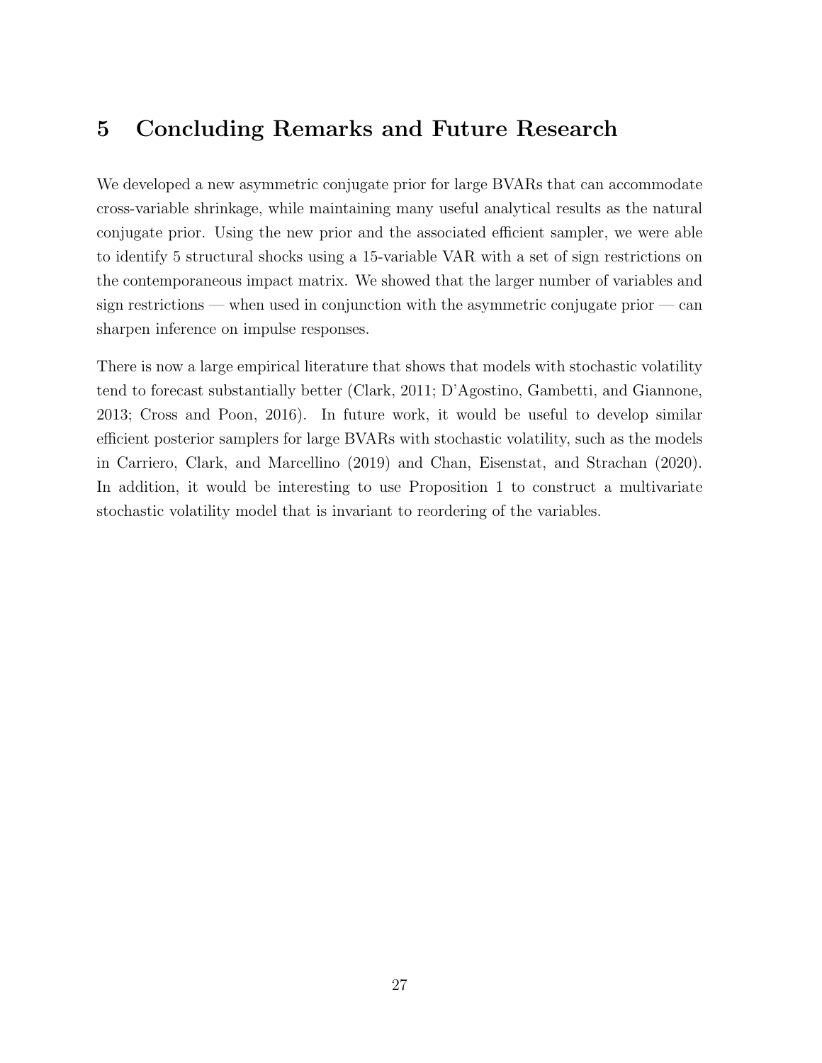## 5 Concluding Remarks and Future Research

We developed a new asymmetric conjugate prior for large BVARs that can accommodate cross-variable shrinkage, while maintaining many useful analytical results as the natural conjugate prior. Using the new prior and the associated efficient sampler, we were able to identify 5 structural shocks using a 15-variable VAR with a set of sign restrictions on the contemporaneous impact matrix. We showed that the larger number of variables and sign restrictions — when used in conjunction with the asymmetric conjugate prior — can sharpen inference on impulse responses.

There is now a large empirical literature that shows that models with stochastic volatility tend to forecast substantially better (Clark, 2011; D'Agostino, Gambetti, and Giannone, 2013; Cross and Poon, 2016). In future work, it would be useful to develop similar efficient posterior samplers for large BVARs with stochastic volatility, such as the models in Carriero, Clark, and Marcellino (2019) and Chan, Eisenstat, and Strachan (2020). In addition, it would be interesting to use Proposition 1 to construct a multivariate stochastic volatility model that is invariant to reordering of the variables.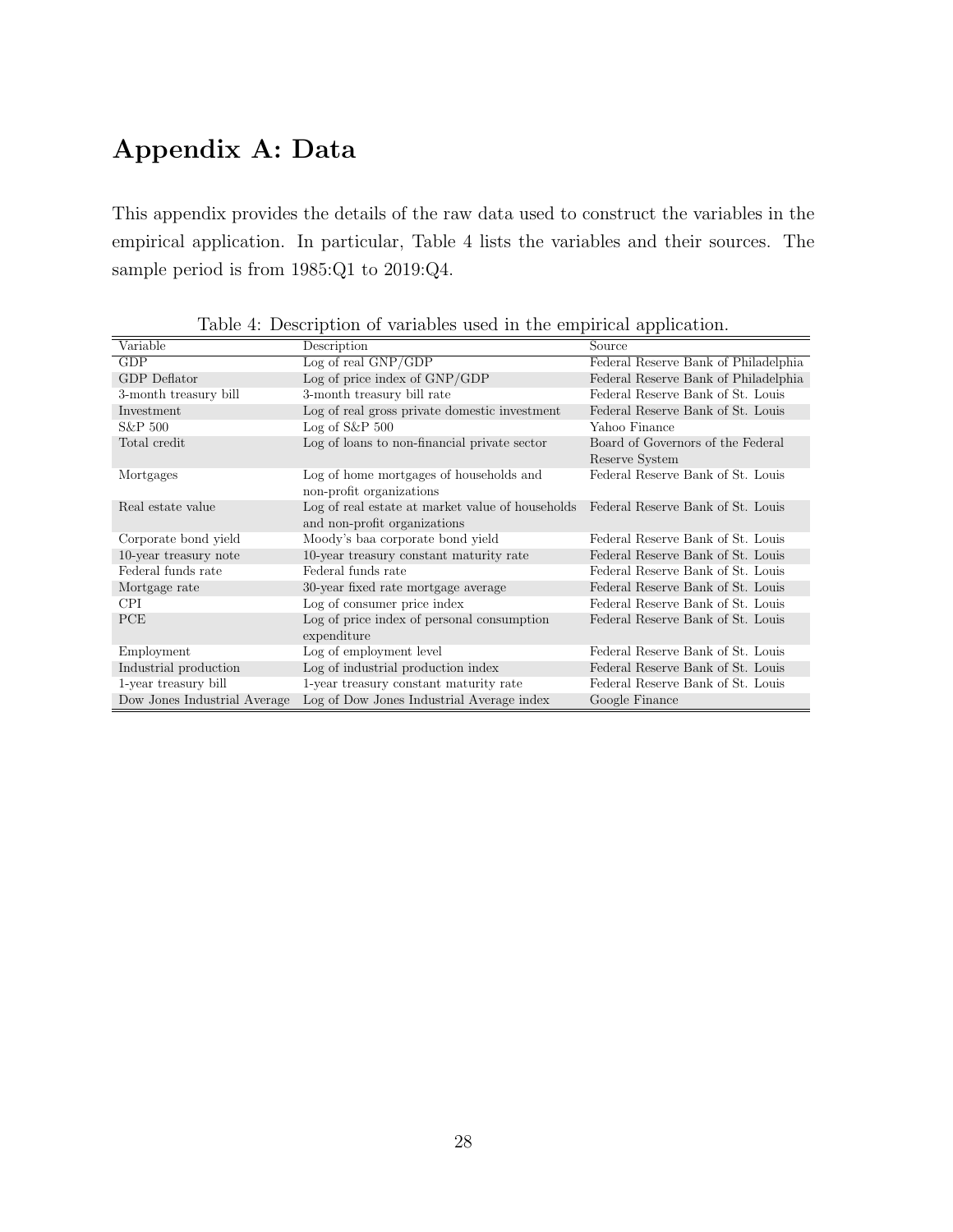# Appendix A: Data

This appendix provides the details of the raw data used to construct the variables in the empirical application. In particular, Table 4 lists the variables and their sources. The sample period is from 1985:Q1 to 2019:Q4.

Table 4: Description of variables used in the empirical application.

| Variable | Description | Source |
|---|---|---|
| GDP | Log of real GNP/GDP | Federal Reserve Bank of Philadelphia |
| GDP Deflator | Log of price index of GNP/GDP | Federal Reserve Bank of Philadelphia |
| 3-month treasury bill | 3-month treasury bill rate | Federal Reserve Bank of St. Louis |
| Investment | Log of real gross private domestic investment | Federal Reserve Bank of St. Louis |
| S&P 500 | Log of S&P 500 | Yahoo Finance |
| Total credit | Log of loans to non-financial private sector | Board of Governors of the Federal Reserve System |
| Mortgages | Log of home mortgages of households and non-profit organizations | Federal Reserve Bank of St. Louis |
| Real estate value | Log of real estate at market value of households and non-profit organizations | Federal Reserve Bank of St. Louis |
| Corporate bond yield | Moody's baa corporate bond yield | Federal Reserve Bank of St. Louis |
| 10-year treasury note | 10-year treasury constant maturity rate | Federal Reserve Bank of St. Louis |
| Federal funds rate | Federal funds rate | Federal Reserve Bank of St. Louis |
| Mortgage rate | 30-year fixed rate mortgage average | Federal Reserve Bank of St. Louis |
| CPI | Log of consumer price index | Federal Reserve Bank of St. Louis |
| PCE | Log of price index of personal consumption expenditure | Federal Reserve Bank of St. Louis |
| Employment | Log of employment level | Federal Reserve Bank of St. Louis |
| Industrial production | Log of industrial production index | Federal Reserve Bank of St. Louis |
| 1-year treasury bill | 1-year treasury constant maturity rate | Federal Reserve Bank of St. Louis |
| Dow Jones Industrial Average | Log of Dow Jones Industrial Average index | Google Finance |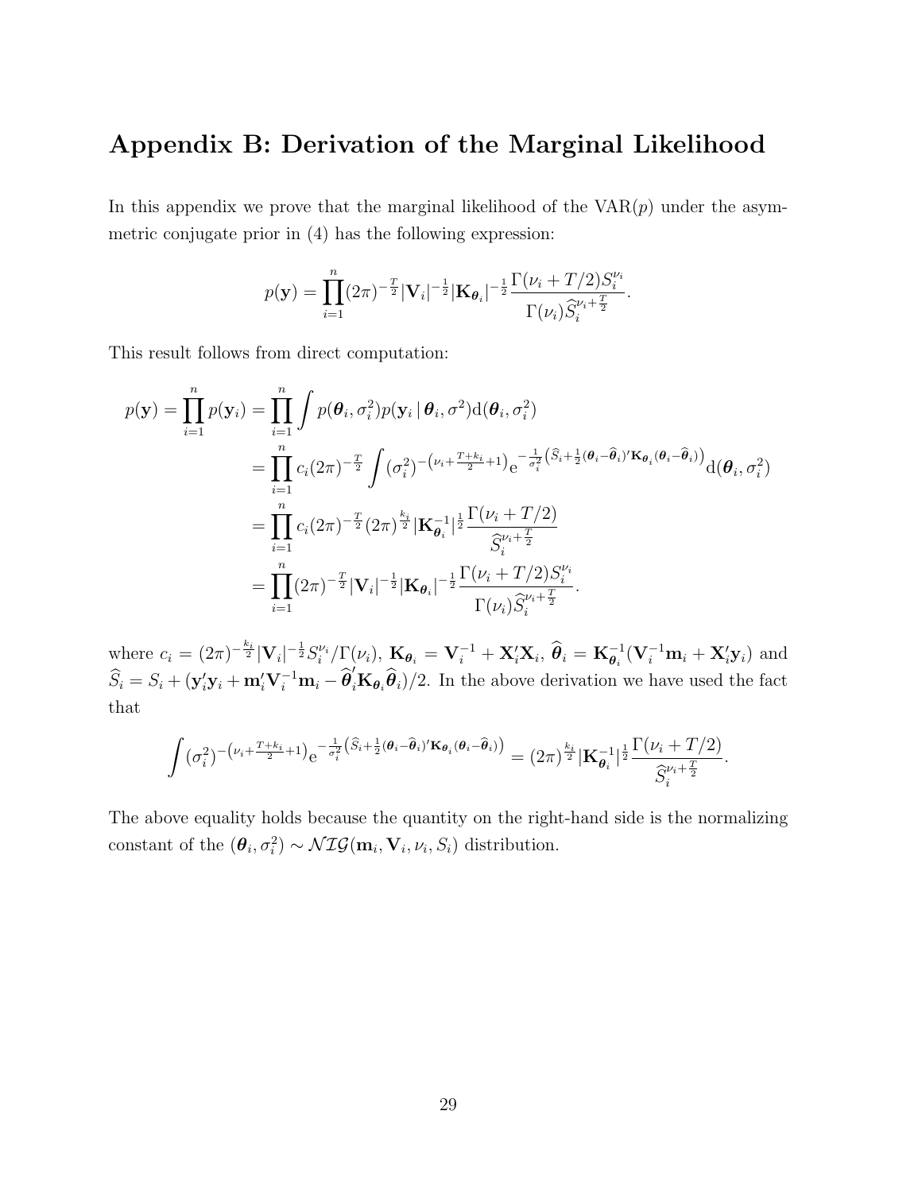## Appendix B: Derivation of the Marginal Likelihood

In this appendix we prove that the marginal likelihood of the VAR($p$) under the asymmetric conjugate prior in (4) has the following expression:

$$p(\mathbf{y}) = \prod_{i=1}^{n} (2\pi)^{-\frac{T}{2}} |\mathbf{V}_i|^{-\frac{1}{2}} |\mathbf{K}_{\boldsymbol{\theta}_i}|^{-\frac{1}{2}} \frac{\Gamma(\nu_i + T/2) S_i^{\nu_i}}{\Gamma(\nu_i) \widehat{S}_i^{\nu_i + \frac{T}{2}}}.$$

This result follows from direct computation:

$$\begin{aligned}
p(\mathbf{y}) = \prod_{i=1}^{n} p(\mathbf{y}_i) &= \prod_{i=1}^{n} \int p(\boldsymbol{\theta}_i, \sigma_i^2) p(\mathbf{y}_i \,|\, \boldsymbol{\theta}_i, \sigma^2) \mathrm{d}(\boldsymbol{\theta}_i, \sigma_i^2) \\
&= \prod_{i=1}^{n} c_i (2\pi)^{-\frac{T}{2}} \int (\sigma_i^2)^{-\left(\nu_i + \frac{T+k_i}{2} + 1\right)} \mathrm{e}^{-\frac{1}{\sigma_i^2}\left(\widehat{S}_i + \frac{1}{2}(\boldsymbol{\theta}_i - \widehat{\boldsymbol{\theta}}_i)' \mathbf{K}_{\boldsymbol{\theta}_i} (\boldsymbol{\theta}_i - \widehat{\boldsymbol{\theta}}_i)\right)} \mathrm{d}(\boldsymbol{\theta}_i, \sigma_i^2) \\
&= \prod_{i=1}^{n} c_i (2\pi)^{-\frac{T}{2}} (2\pi)^{\frac{k_i}{2}} |\mathbf{K}_{\boldsymbol{\theta}_i}^{-1}|^{\frac{1}{2}} \frac{\Gamma(\nu_i + T/2)}{\widehat{S}_i^{\nu_i + \frac{T}{2}}} \\
&= \prod_{i=1}^{n} (2\pi)^{-\frac{T}{2}} |\mathbf{V}_i|^{-\frac{1}{2}} |\mathbf{K}_{\boldsymbol{\theta}_i}|^{-\frac{1}{2}} \frac{\Gamma(\nu_i + T/2) S_i^{\nu_i}}{\Gamma(\nu_i) \widehat{S}_i^{\nu_i + \frac{T}{2}}}.
\end{aligned}$$

where $c_i = (2\pi)^{-\frac{k_i}{2}} |\mathbf{V}_i|^{-\frac{1}{2}} S_i^{\nu_i} / \Gamma(\nu_i)$, $\mathbf{K}_{\boldsymbol{\theta}_i} = \mathbf{V}_i^{-1} + \mathbf{X}_i'\mathbf{X}_i$, $\widehat{\boldsymbol{\theta}}_i = \mathbf{K}_{\boldsymbol{\theta}_i}^{-1}(\mathbf{V}_i^{-1}\mathbf{m}_i + \mathbf{X}_i'\mathbf{y}_i)$ and $\widehat{S}_i = S_i + (\mathbf{y}_i'\mathbf{y}_i + \mathbf{m}_i'\mathbf{V}_i^{-1}\mathbf{m}_i - \widehat{\boldsymbol{\theta}}_i'\mathbf{K}_{\boldsymbol{\theta}_i}\widehat{\boldsymbol{\theta}}_i)/2$. In the above derivation we have used the fact that

$$\int (\sigma_i^2)^{-\left(\nu_i + \frac{T+k_i}{2} + 1\right)} \mathrm{e}^{-\frac{1}{\sigma_i^2}\left(\widehat{S}_i + \frac{1}{2}(\boldsymbol{\theta}_i - \widehat{\boldsymbol{\theta}}_i)' \mathbf{K}_{\boldsymbol{\theta}_i} (\boldsymbol{\theta}_i - \widehat{\boldsymbol{\theta}}_i)\right)} = (2\pi)^{\frac{k_i}{2}} |\mathbf{K}_{\boldsymbol{\theta}_i}^{-1}|^{\frac{1}{2}} \frac{\Gamma(\nu_i + T/2)}{\widehat{S}_i^{\nu_i + \frac{T}{2}}}.$$

The above equality holds because the quantity on the right-hand side is the normalizing constant of the $(\boldsymbol{\theta}_i, \sigma_i^2) \sim \mathcal{NIG}(\mathbf{m}_i, \mathbf{V}_i, \nu_i, S_i)$ distribution.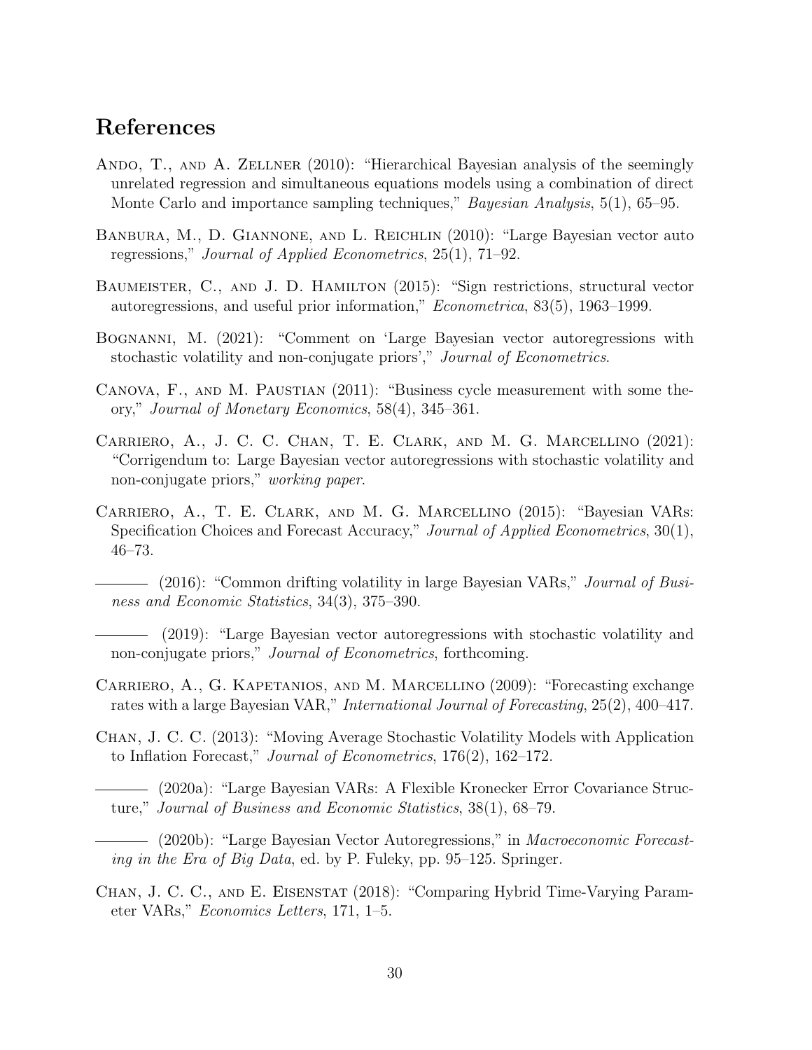# References

Ando, T., and A. Zellner (2010): "Hierarchical Bayesian analysis of the seemingly unrelated regression and simultaneous equations models using a combination of direct Monte Carlo and importance sampling techniques," *Bayesian Analysis*, 5(1), 65–95.

Banbura, M., D. Giannone, and L. Reichlin (2010): "Large Bayesian vector auto regressions," *Journal of Applied Econometrics*, 25(1), 71–92.

Baumeister, C., and J. D. Hamilton (2015): "Sign restrictions, structural vector autoregressions, and useful prior information," *Econometrica*, 83(5), 1963–1999.

Bognanni, M. (2021): "Comment on 'Large Bayesian vector autoregressions with stochastic volatility and non-conjugate priors'," *Journal of Econometrics*.

Canova, F., and M. Paustian (2011): "Business cycle measurement with some theory," *Journal of Monetary Economics*, 58(4), 345–361.

Carriero, A., J. C. C. Chan, T. E. Clark, and M. G. Marcellino (2021): "Corrigendum to: Large Bayesian vector autoregressions with stochastic volatility and non-conjugate priors," *working paper*.

Carriero, A., T. E. Clark, and M. G. Marcellino (2015): "Bayesian VARs: Specification Choices and Forecast Accuracy," *Journal of Applied Econometrics*, 30(1), 46–73.

——— (2016): "Common drifting volatility in large Bayesian VARs," *Journal of Business and Economic Statistics*, 34(3), 375–390.

——— (2019): "Large Bayesian vector autoregressions with stochastic volatility and non-conjugate priors," *Journal of Econometrics*, forthcoming.

Carriero, A., G. Kapetanios, and M. Marcellino (2009): "Forecasting exchange rates with a large Bayesian VAR," *International Journal of Forecasting*, 25(2), 400–417.

Chan, J. C. C. (2013): "Moving Average Stochastic Volatility Models with Application to Inflation Forecast," *Journal of Econometrics*, 176(2), 162–172.

——— (2020a): "Large Bayesian VARs: A Flexible Kronecker Error Covariance Structure," *Journal of Business and Economic Statistics*, 38(1), 68–79.

——— (2020b): "Large Bayesian Vector Autoregressions," in *Macroeconomic Forecasting in the Era of Big Data*, ed. by P. Fuleky, pp. 95–125. Springer.

Chan, J. C. C., and E. Eisenstat (2018): "Comparing Hybrid Time-Varying Parameter VARs," *Economics Letters*, 171, 1–5.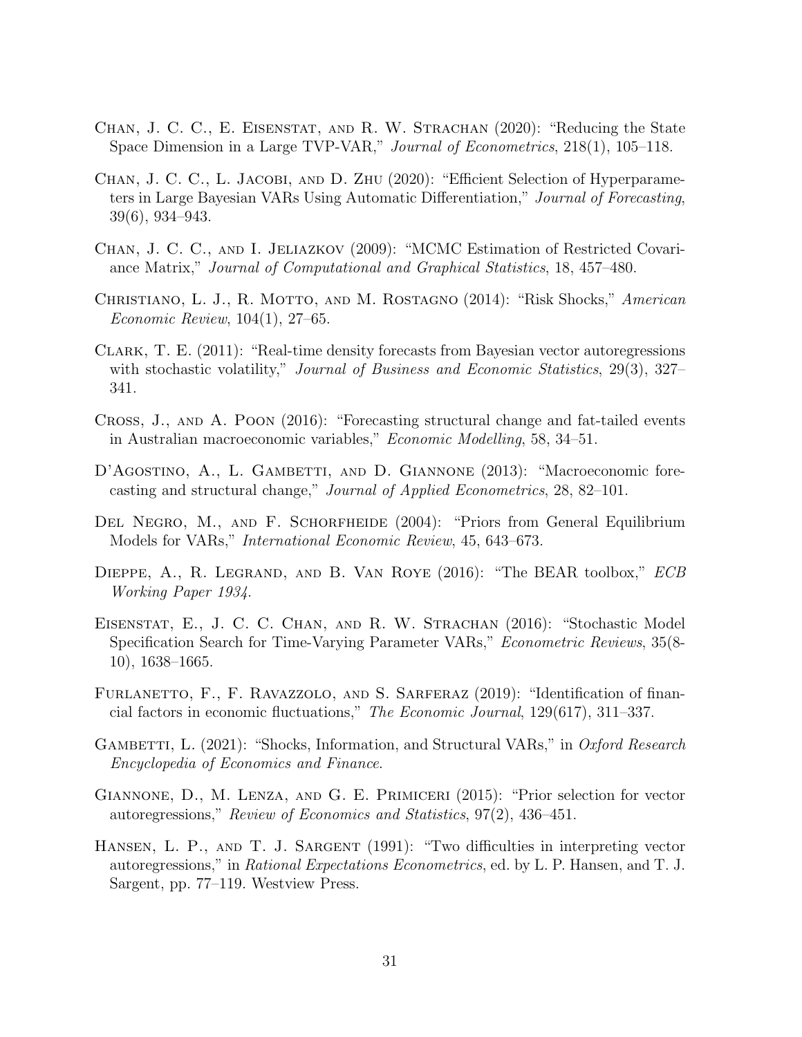Chan, J. C. C., E. Eisenstat, and R. W. Strachan (2020): "Reducing the State Space Dimension in a Large TVP-VAR," *Journal of Econometrics*, 218(1), 105–118.

Chan, J. C. C., L. Jacobi, and D. Zhu (2020): "Efficient Selection of Hyperparameters in Large Bayesian VARs Using Automatic Differentiation," *Journal of Forecasting*, 39(6), 934–943.

Chan, J. C. C., and I. Jeliazkov (2009): "MCMC Estimation of Restricted Covariance Matrix," *Journal of Computational and Graphical Statistics*, 18, 457–480.

Christiano, L. J., R. Motto, and M. Rostagno (2014): "Risk Shocks," *American Economic Review*, 104(1), 27–65.

Clark, T. E. (2011): "Real-time density forecasts from Bayesian vector autoregressions with stochastic volatility," *Journal of Business and Economic Statistics*, 29(3), 327–341.

Cross, J., and A. Poon (2016): "Forecasting structural change and fat-tailed events in Australian macroeconomic variables," *Economic Modelling*, 58, 34–51.

D'Agostino, A., L. Gambetti, and D. Giannone (2013): "Macroeconomic forecasting and structural change," *Journal of Applied Econometrics*, 28, 82–101.

Del Negro, M., and F. Schorfheide (2004): "Priors from General Equilibrium Models for VARs," *International Economic Review*, 45, 643–673.

Dieppe, A., R. Legrand, and B. Van Roye (2016): "The BEAR toolbox," *ECB Working Paper 1934*.

Eisenstat, E., J. C. C. Chan, and R. W. Strachan (2016): "Stochastic Model Specification Search for Time-Varying Parameter VARs," *Econometric Reviews*, 35(8-10), 1638–1665.

Furlanetto, F., F. Ravazzolo, and S. Sarferaz (2019): "Identification of financial factors in economic fluctuations," *The Economic Journal*, 129(617), 311–337.

Gambetti, L. (2021): "Shocks, Information, and Structural VARs," in *Oxford Research Encyclopedia of Economics and Finance*.

Giannone, D., M. Lenza, and G. E. Primiceri (2015): "Prior selection for vector autoregressions," *Review of Economics and Statistics*, 97(2), 436–451.

Hansen, L. P., and T. J. Sargent (1991): "Two difficulties in interpreting vector autoregressions," in *Rational Expectations Econometrics*, ed. by L. P. Hansen, and T. J. Sargent, pp. 77–119. Westview Press.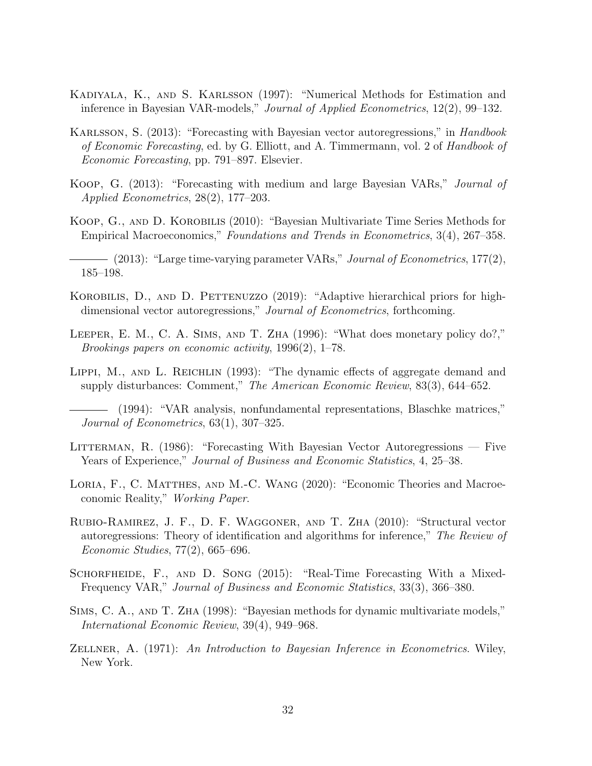Kadiyala, K., and S. Karlsson (1997): "Numerical Methods for Estimation and inference in Bayesian VAR-models," *Journal of Applied Econometrics*, 12(2), 99–132.

Karlsson, S. (2013): "Forecasting with Bayesian vector autoregressions," in *Handbook of Economic Forecasting*, ed. by G. Elliott, and A. Timmermann, vol. 2 of *Handbook of Economic Forecasting*, pp. 791–897. Elsevier.

Koop, G. (2013): "Forecasting with medium and large Bayesian VARs," *Journal of Applied Econometrics*, 28(2), 177–203.

Koop, G., and D. Korobilis (2010): "Bayesian Multivariate Time Series Methods for Empirical Macroeconomics," *Foundations and Trends in Econometrics*, 3(4), 267–358.

——— (2013): "Large time-varying parameter VARs," *Journal of Econometrics*, 177(2), 185–198.

Korobilis, D., and D. Pettenuzzo (2019): "Adaptive hierarchical priors for high-dimensional vector autoregressions," *Journal of Econometrics*, forthcoming.

Leeper, E. M., C. A. Sims, and T. Zha (1996): "What does monetary policy do?," *Brookings papers on economic activity*, 1996(2), 1–78.

Lippi, M., and L. Reichlin (1993): "The dynamic effects of aggregate demand and supply disturbances: Comment," *The American Economic Review*, 83(3), 644–652.

——— (1994): "VAR analysis, nonfundamental representations, Blaschke matrices," *Journal of Econometrics*, 63(1), 307–325.

Litterman, R. (1986): "Forecasting With Bayesian Vector Autoregressions — Five Years of Experience," *Journal of Business and Economic Statistics*, 4, 25–38.

Loria, F., C. Matthes, and M.-C. Wang (2020): "Economic Theories and Macroeconomic Reality," *Working Paper*.

Rubio-Ramirez, J. F., D. F. Waggoner, and T. Zha (2010): "Structural vector autoregressions: Theory of identification and algorithms for inference," *The Review of Economic Studies*, 77(2), 665–696.

Schorfheide, F., and D. Song (2015): "Real-Time Forecasting With a Mixed-Frequency VAR," *Journal of Business and Economic Statistics*, 33(3), 366–380.

Sims, C. A., and T. Zha (1998): "Bayesian methods for dynamic multivariate models," *International Economic Review*, 39(4), 949–968.

Zellner, A. (1971): *An Introduction to Bayesian Inference in Econometrics*. Wiley, New York.